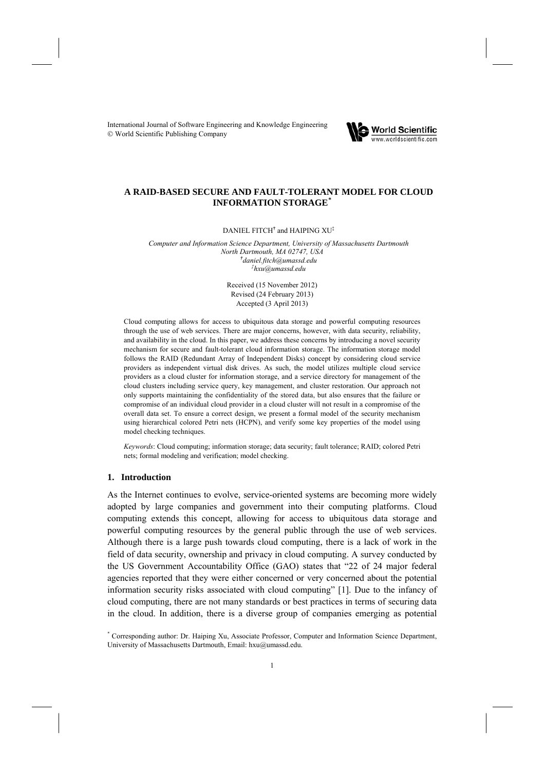International Journal of Software Engineering and Knowledge Engineering
© World Scientific Publishing Company

# A RAID-BASED SECURE AND FAULT-TOLERANT MODEL FOR CLOUD INFORMATION STORAGE[*]

DANIEL FITCH[†] and HAIPING XU[‡]

*Computer and Information Science Department, University of Massachusetts Dartmouth*
*North Dartmouth, MA 02747, USA*
[†]*daniel.fitch@umassd.edu*
[‡]*hxu@umassd.edu*

Received (15 November 2012)
Revised (24 February 2013)
Accepted (3 April 2013)

Cloud computing allows for access to ubiquitous data storage and powerful computing resources through the use of web services. There are major concerns, however, with data security, reliability, and availability in the cloud. In this paper, we address these concerns by introducing a novel security mechanism for secure and fault-tolerant cloud information storage. The information storage model follows the RAID (Redundant Array of Independent Disks) concept by considering cloud service providers as independent virtual disk drives. As such, the model utilizes multiple cloud service providers as a cloud cluster for information storage, and a service directory for management of the cloud clusters including service query, key management, and cluster restoration. Our approach not only supports maintaining the confidentiality of the stored data, but also ensures that the failure or compromise of an individual cloud provider in a cloud cluster will not result in a compromise of the overall data set. To ensure a correct design, we present a formal model of the security mechanism using hierarchical colored Petri nets (HCPN), and verify some key properties of the model using model checking techniques.

*Keywords*: Cloud computing; information storage; data security; fault tolerance; RAID; colored Petri nets; formal modeling and verification; model checking.

## 1. Introduction

As the Internet continues to evolve, service-oriented systems are becoming more widely adopted by large companies and government into their computing platforms. Cloud computing extends this concept, allowing for access to ubiquitous data storage and powerful computing resources by the general public through the use of web services. Although there is a large push towards cloud computing, there is a lack of work in the field of data security, ownership and privacy in cloud computing. A survey conducted by the US Government Accountability Office (GAO) states that "22 of 24 major federal agencies reported that they were either concerned or very concerned about the potential information security risks associated with cloud computing" [1]. Due to the infancy of cloud computing, there are not many standards or best practices in terms of securing data in the cloud. In addition, there is a diverse group of companies emerging as potential

[*] Corresponding author: Dr. Haiping Xu, Associate Professor, Computer and Information Science Department, University of Massachusetts Dartmouth, Email: hxu@umassd.edu.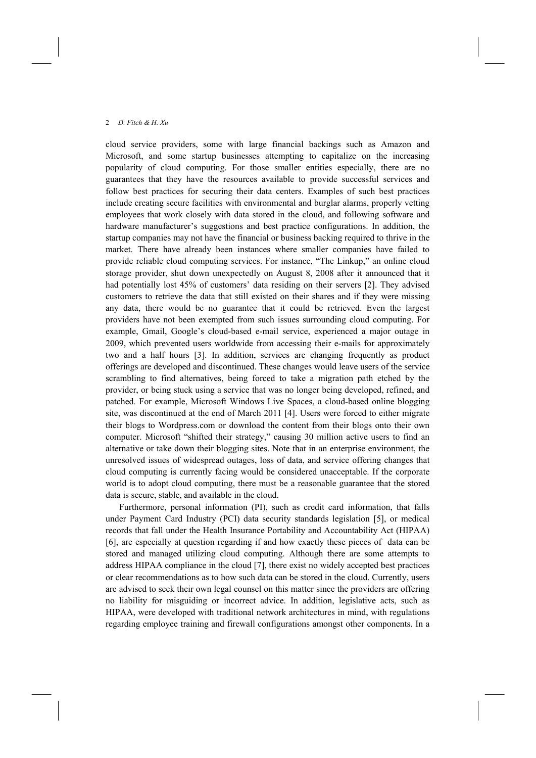cloud service providers, some with large financial backings such as Amazon and Microsoft, and some startup businesses attempting to capitalize on the increasing popularity of cloud computing. For those smaller entities especially, there are no guarantees that they have the resources available to provide successful services and follow best practices for securing their data centers. Examples of such best practices include creating secure facilities with environmental and burglar alarms, properly vetting employees that work closely with data stored in the cloud, and following software and hardware manufacturer's suggestions and best practice configurations. In addition, the startup companies may not have the financial or business backing required to thrive in the market. There have already been instances where smaller companies have failed to provide reliable cloud computing services. For instance, "The Linkup," an online cloud storage provider, shut down unexpectedly on August 8, 2008 after it announced that it had potentially lost 45% of customers' data residing on their servers [2]. They advised customers to retrieve the data that still existed on their shares and if they were missing any data, there would be no guarantee that it could be retrieved. Even the largest providers have not been exempted from such issues surrounding cloud computing. For example, Gmail, Google's cloud-based e-mail service, experienced a major outage in 2009, which prevented users worldwide from accessing their e-mails for approximately two and a half hours [3]. In addition, services are changing frequently as product offerings are developed and discontinued. These changes would leave users of the service scrambling to find alternatives, being forced to take a migration path etched by the provider, or being stuck using a service that was no longer being developed, refined, and patched. For example, Microsoft Windows Live Spaces, a cloud-based online blogging site, was discontinued at the end of March 2011 [4]. Users were forced to either migrate their blogs to Wordpress.com or download the content from their blogs onto their own computer. Microsoft "shifted their strategy," causing 30 million active users to find an alternative or take down their blogging sites. Note that in an enterprise environment, the unresolved issues of widespread outages, loss of data, and service offering changes that cloud computing is currently facing would be considered unacceptable. If the corporate world is to adopt cloud computing, there must be a reasonable guarantee that the stored data is secure, stable, and available in the cloud.

Furthermore, personal information (PI), such as credit card information, that falls under Payment Card Industry (PCI) data security standards legislation [5], or medical records that fall under the Health Insurance Portability and Accountability Act (HIPAA) [6], are especially at question regarding if and how exactly these pieces of data can be stored and managed utilizing cloud computing. Although there are some attempts to address HIPAA compliance in the cloud [7], there exist no widely accepted best practices or clear recommendations as to how such data can be stored in the cloud. Currently, users are advised to seek their own legal counsel on this matter since the providers are offering no liability for misguiding or incorrect advice. In addition, legislative acts, such as HIPAA, were developed with traditional network architectures in mind, with regulations regarding employee training and firewall configurations amongst other components. In a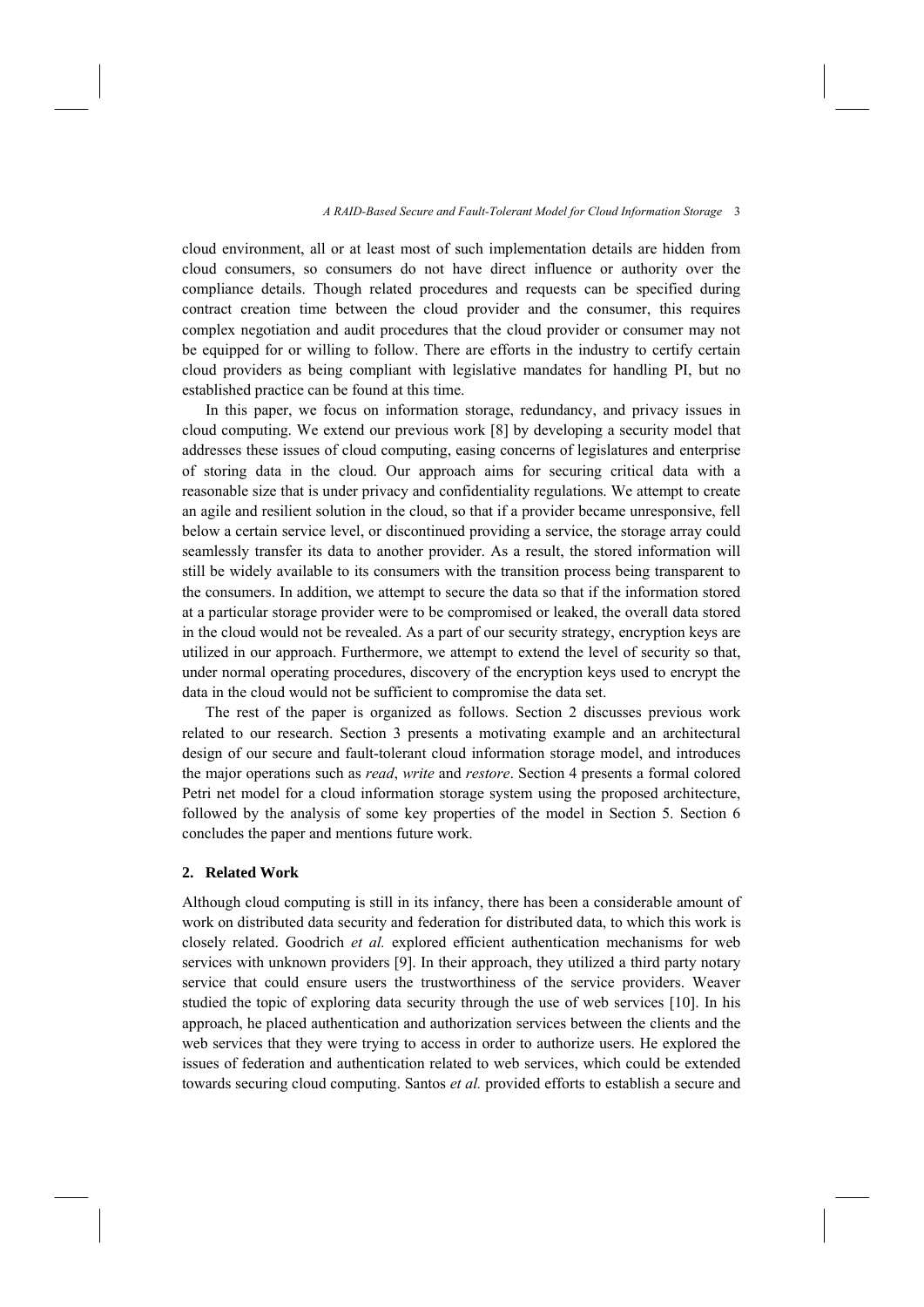cloud environment, all or at least most of such implementation details are hidden from cloud consumers, so consumers do not have direct influence or authority over the compliance details. Though related procedures and requests can be specified during contract creation time between the cloud provider and the consumer, this requires complex negotiation and audit procedures that the cloud provider or consumer may not be equipped for or willing to follow. There are efforts in the industry to certify certain cloud providers as being compliant with legislative mandates for handling PI, but no established practice can be found at this time.

In this paper, we focus on information storage, redundancy, and privacy issues in cloud computing. We extend our previous work [8] by developing a security model that addresses these issues of cloud computing, easing concerns of legislatures and enterprise of storing data in the cloud. Our approach aims for securing critical data with a reasonable size that is under privacy and confidentiality regulations. We attempt to create an agile and resilient solution in the cloud, so that if a provider became unresponsive, fell below a certain service level, or discontinued providing a service, the storage array could seamlessly transfer its data to another provider. As a result, the stored information will still be widely available to its consumers with the transition process being transparent to the consumers. In addition, we attempt to secure the data so that if the information stored at a particular storage provider were to be compromised or leaked, the overall data stored in the cloud would not be revealed. As a part of our security strategy, encryption keys are utilized in our approach. Furthermore, we attempt to extend the level of security so that, under normal operating procedures, discovery of the encryption keys used to encrypt the data in the cloud would not be sufficient to compromise the data set.

The rest of the paper is organized as follows. Section 2 discusses previous work related to our research. Section 3 presents a motivating example and an architectural design of our secure and fault-tolerant cloud information storage model, and introduces the major operations such as *read*, *write* and *restore*. Section 4 presents a formal colored Petri net model for a cloud information storage system using the proposed architecture, followed by the analysis of some key properties of the model in Section 5. Section 6 concludes the paper and mentions future work.

## 2. Related Work

Although cloud computing is still in its infancy, there has been a considerable amount of work on distributed data security and federation for distributed data, to which this work is closely related. Goodrich *et al.* explored efficient authentication mechanisms for web services with unknown providers [9]. In their approach, they utilized a third party notary service that could ensure users the trustworthiness of the service providers. Weaver studied the topic of exploring data security through the use of web services [10]. In his approach, he placed authentication and authorization services between the clients and the web services that they were trying to access in order to authorize users. He explored the issues of federation and authentication related to web services, which could be extended towards securing cloud computing. Santos *et al.* provided efforts to establish a secure and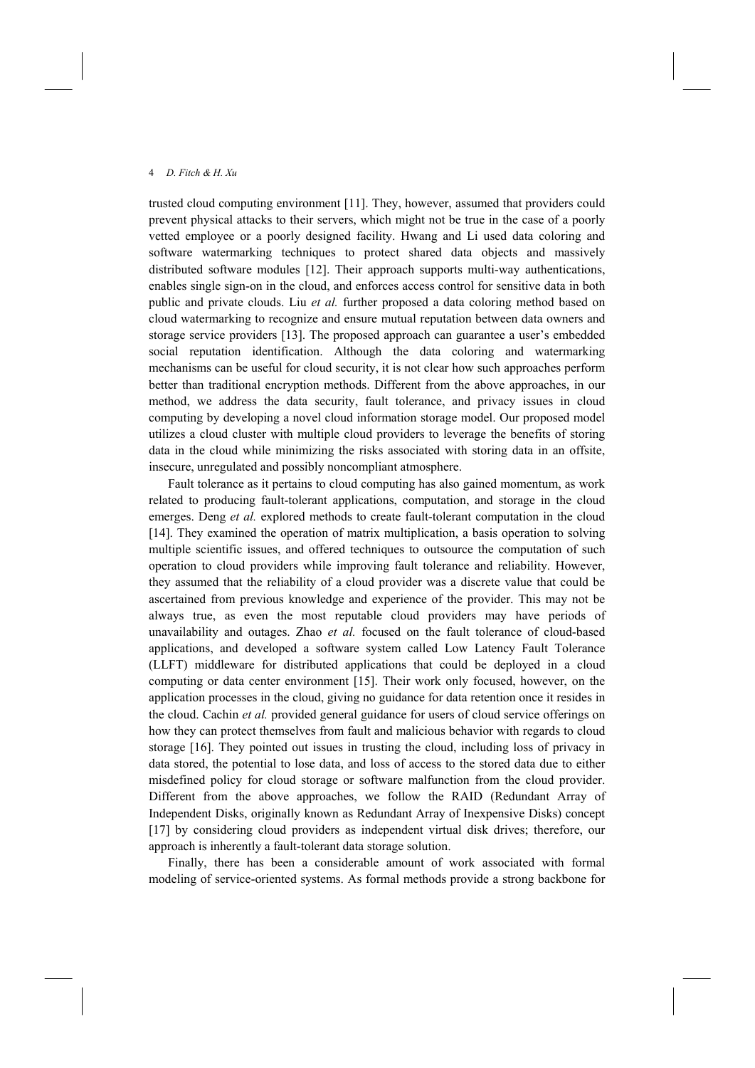trusted cloud computing environment [11]. They, however, assumed that providers could prevent physical attacks to their servers, which might not be true in the case of a poorly vetted employee or a poorly designed facility. Hwang and Li used data coloring and software watermarking techniques to protect shared data objects and massively distributed software modules [12]. Their approach supports multi-way authentications, enables single sign-on in the cloud, and enforces access control for sensitive data in both public and private clouds. Liu *et al.* further proposed a data coloring method based on cloud watermarking to recognize and ensure mutual reputation between data owners and storage service providers [13]. The proposed approach can guarantee a user's embedded social reputation identification. Although the data coloring and watermarking mechanisms can be useful for cloud security, it is not clear how such approaches perform better than traditional encryption methods. Different from the above approaches, in our method, we address the data security, fault tolerance, and privacy issues in cloud computing by developing a novel cloud information storage model. Our proposed model utilizes a cloud cluster with multiple cloud providers to leverage the benefits of storing data in the cloud while minimizing the risks associated with storing data in an offsite, insecure, unregulated and possibly noncompliant atmosphere.

Fault tolerance as it pertains to cloud computing has also gained momentum, as work related to producing fault-tolerant applications, computation, and storage in the cloud emerges. Deng *et al.* explored methods to create fault-tolerant computation in the cloud [14]. They examined the operation of matrix multiplication, a basis operation to solving multiple scientific issues, and offered techniques to outsource the computation of such operation to cloud providers while improving fault tolerance and reliability. However, they assumed that the reliability of a cloud provider was a discrete value that could be ascertained from previous knowledge and experience of the provider. This may not be always true, as even the most reputable cloud providers may have periods of unavailability and outages. Zhao *et al.* focused on the fault tolerance of cloud-based applications, and developed a software system called Low Latency Fault Tolerance (LLFT) middleware for distributed applications that could be deployed in a cloud computing or data center environment [15]. Their work only focused, however, on the application processes in the cloud, giving no guidance for data retention once it resides in the cloud. Cachin *et al.* provided general guidance for users of cloud service offerings on how they can protect themselves from fault and malicious behavior with regards to cloud storage [16]. They pointed out issues in trusting the cloud, including loss of privacy in data stored, the potential to lose data, and loss of access to the stored data due to either misdefined policy for cloud storage or software malfunction from the cloud provider. Different from the above approaches, we follow the RAID (Redundant Array of Independent Disks, originally known as Redundant Array of Inexpensive Disks) concept [17] by considering cloud providers as independent virtual disk drives; therefore, our approach is inherently a fault-tolerant data storage solution.

Finally, there has been a considerable amount of work associated with formal modeling of service-oriented systems. As formal methods provide a strong backbone for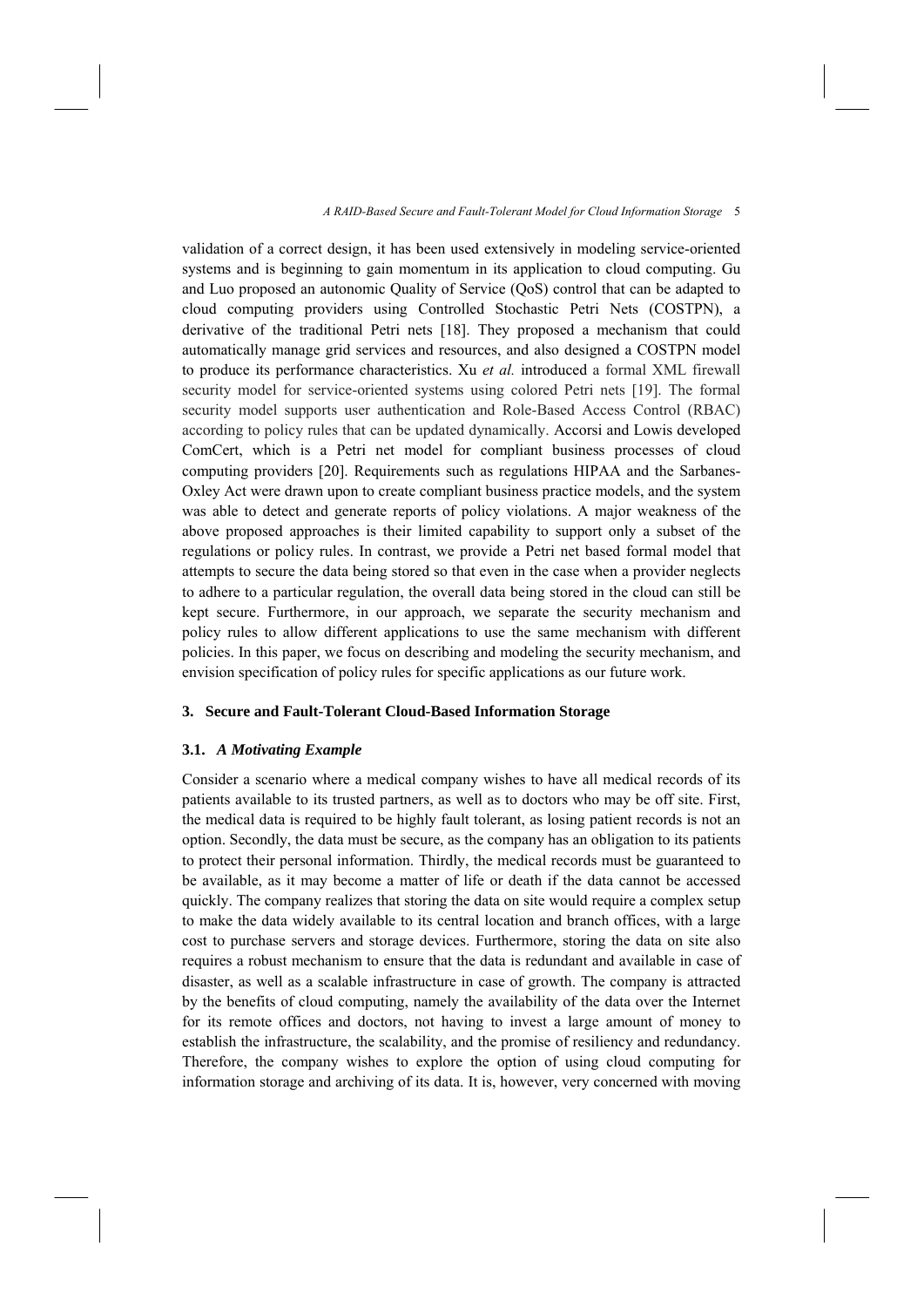validation of a correct design, it has been used extensively in modeling service-oriented systems and is beginning to gain momentum in its application to cloud computing. Gu and Luo proposed an autonomic Quality of Service (QoS) control that can be adapted to cloud computing providers using Controlled Stochastic Petri Nets (COSTPN), a derivative of the traditional Petri nets [18]. They proposed a mechanism that could automatically manage grid services and resources, and also designed a COSTPN model to produce its performance characteristics. Xu *et al.* introduced a formal XML firewall security model for service-oriented systems using colored Petri nets [19]. The formal security model supports user authentication and Role-Based Access Control (RBAC) according to policy rules that can be updated dynamically. Accorsi and Lowis developed ComCert, which is a Petri net model for compliant business processes of cloud computing providers [20]. Requirements such as regulations HIPAA and the Sarbanes-Oxley Act were drawn upon to create compliant business practice models, and the system was able to detect and generate reports of policy violations. A major weakness of the above proposed approaches is their limited capability to support only a subset of the regulations or policy rules. In contrast, we provide a Petri net based formal model that attempts to secure the data being stored so that even in the case when a provider neglects to adhere to a particular regulation, the overall data being stored in the cloud can still be kept secure. Furthermore, in our approach, we separate the security mechanism and policy rules to allow different applications to use the same mechanism with different policies. In this paper, we focus on describing and modeling the security mechanism, and envision specification of policy rules for specific applications as our future work.

## 3. Secure and Fault-Tolerant Cloud-Based Information Storage

### 3.1. *A Motivating Example*

Consider a scenario where a medical company wishes to have all medical records of its patients available to its trusted partners, as well as to doctors who may be off site. First, the medical data is required to be highly fault tolerant, as losing patient records is not an option. Secondly, the data must be secure, as the company has an obligation to its patients to protect their personal information. Thirdly, the medical records must be guaranteed to be available, as it may become a matter of life or death if the data cannot be accessed quickly. The company realizes that storing the data on site would require a complex setup to make the data widely available to its central location and branch offices, with a large cost to purchase servers and storage devices. Furthermore, storing the data on site also requires a robust mechanism to ensure that the data is redundant and available in case of disaster, as well as a scalable infrastructure in case of growth. The company is attracted by the benefits of cloud computing, namely the availability of the data over the Internet for its remote offices and doctors, not having to invest a large amount of money to establish the infrastructure, the scalability, and the promise of resiliency and redundancy. Therefore, the company wishes to explore the option of using cloud computing for information storage and archiving of its data. It is, however, very concerned with moving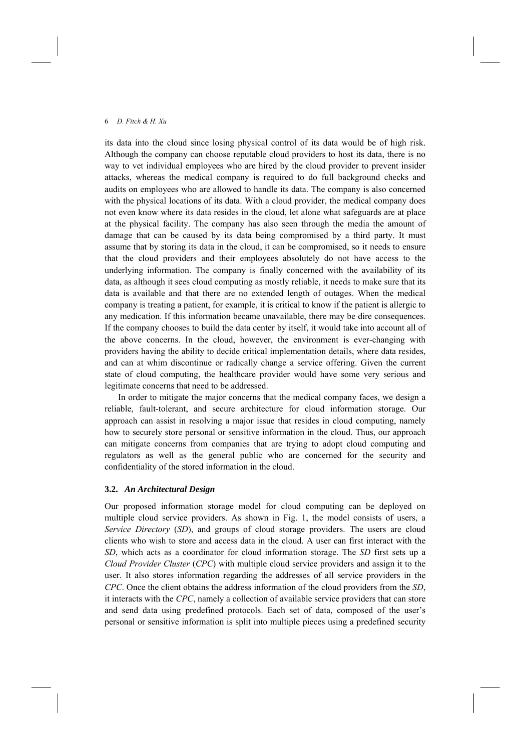its data into the cloud since losing physical control of its data would be of high risk. Although the company can choose reputable cloud providers to host its data, there is no way to vet individual employees who are hired by the cloud provider to prevent insider attacks, whereas the medical company is required to do full background checks and audits on employees who are allowed to handle its data. The company is also concerned with the physical locations of its data. With a cloud provider, the medical company does not even know where its data resides in the cloud, let alone what safeguards are at place at the physical facility. The company has also seen through the media the amount of damage that can be caused by its data being compromised by a third party. It must assume that by storing its data in the cloud, it can be compromised, so it needs to ensure that the cloud providers and their employees absolutely do not have access to the underlying information. The company is finally concerned with the availability of its data, as although it sees cloud computing as mostly reliable, it needs to make sure that its data is available and that there are no extended length of outages. When the medical company is treating a patient, for example, it is critical to know if the patient is allergic to any medication. If this information became unavailable, there may be dire consequences. If the company chooses to build the data center by itself, it would take into account all of the above concerns. In the cloud, however, the environment is ever-changing with providers having the ability to decide critical implementation details, where data resides, and can at whim discontinue or radically change a service offering. Given the current state of cloud computing, the healthcare provider would have some very serious and legitimate concerns that need to be addressed.

In order to mitigate the major concerns that the medical company faces, we design a reliable, fault-tolerant, and secure architecture for cloud information storage. Our approach can assist in resolving a major issue that resides in cloud computing, namely how to securely store personal or sensitive information in the cloud. Thus, our approach can mitigate concerns from companies that are trying to adopt cloud computing and regulators as well as the general public who are concerned for the security and confidentiality of the stored information in the cloud.

### 3.2. *An Architectural Design*

Our proposed information storage model for cloud computing can be deployed on multiple cloud service providers. As shown in Fig. 1, the model consists of users, a *Service Directory* (*SD*), and groups of cloud storage providers. The users are cloud clients who wish to store and access data in the cloud. A user can first interact with the *SD*, which acts as a coordinator for cloud information storage. The *SD* first sets up a *Cloud Provider Cluster* (*CPC*) with multiple cloud service providers and assign it to the user. It also stores information regarding the addresses of all service providers in the *CPC*. Once the client obtains the address information of the cloud providers from the *SD*, it interacts with the *CPC*, namely a collection of available service providers that can store and send data using predefined protocols. Each set of data, composed of the user's personal or sensitive information is split into multiple pieces using a predefined security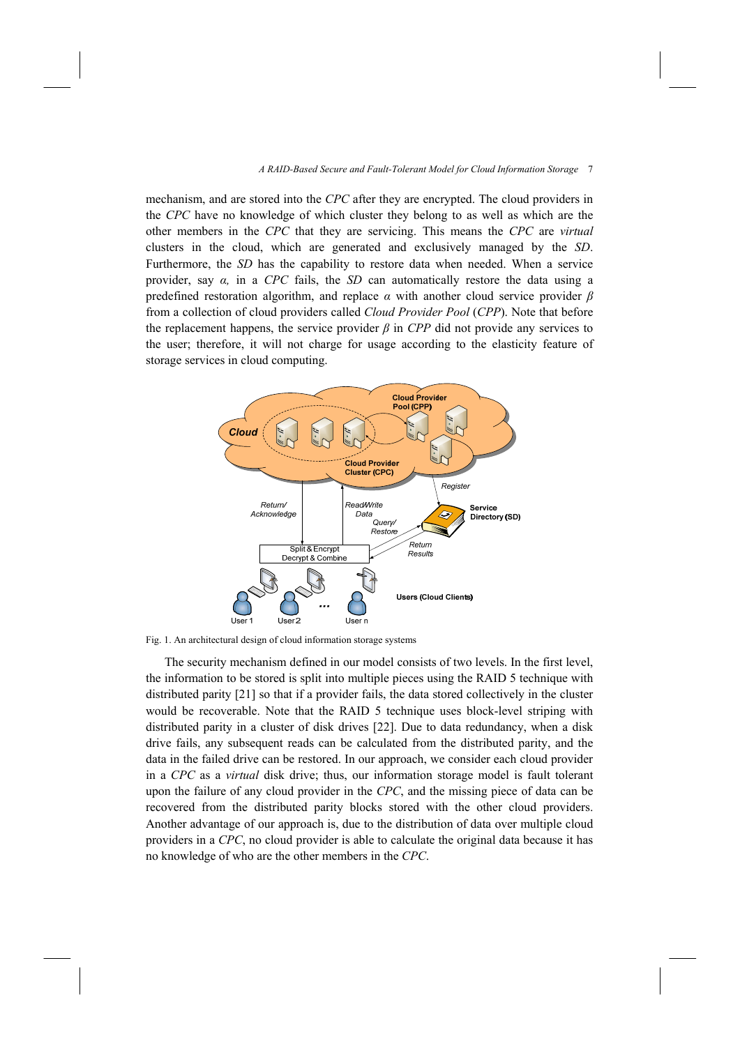mechanism, and are stored into the *CPC* after they are encrypted. The cloud providers in the *CPC* have no knowledge of which cluster they belong to as well as which are the other members in the *CPC* that they are servicing. This means the *CPC* are *virtual* clusters in the cloud, which are generated and exclusively managed by the *SD*. Furthermore, the *SD* has the capability to restore data when needed. When a service provider, say $\alpha$, in a *CPC* fails, the *SD* can automatically restore the data using a predefined restoration algorithm, and replace $\alpha$ with another cloud service provider $\beta$ from a collection of cloud providers called *Cloud Provider Pool* (*CPP*). Note that before the replacement happens, the service provider $\beta$ in *CPP* did not provide any services to the user; therefore, it will not charge for usage according to the elasticity feature of storage services in cloud computing.

Fig. 1. An architectural design of cloud information storage systems

The security mechanism defined in our model consists of two levels. In the first level, the information to be stored is split into multiple pieces using the RAID 5 technique with distributed parity [21] so that if a provider fails, the data stored collectively in the cluster would be recoverable. Note that the RAID 5 technique uses block-level striping with distributed parity in a cluster of disk drives [22]. Due to data redundancy, when a disk drive fails, any subsequent reads can be calculated from the distributed parity, and the data in the failed drive can be restored. In our approach, we consider each cloud provider in a *CPC* as a *virtual* disk drive; thus, our information storage model is fault tolerant upon the failure of any cloud provider in the *CPC*, and the missing piece of data can be recovered from the distributed parity blocks stored with the other cloud providers. Another advantage of our approach is, due to the distribution of data over multiple cloud providers in a *CPC*, no cloud provider is able to calculate the original data because it has no knowledge of who are the other members in the *CPC*.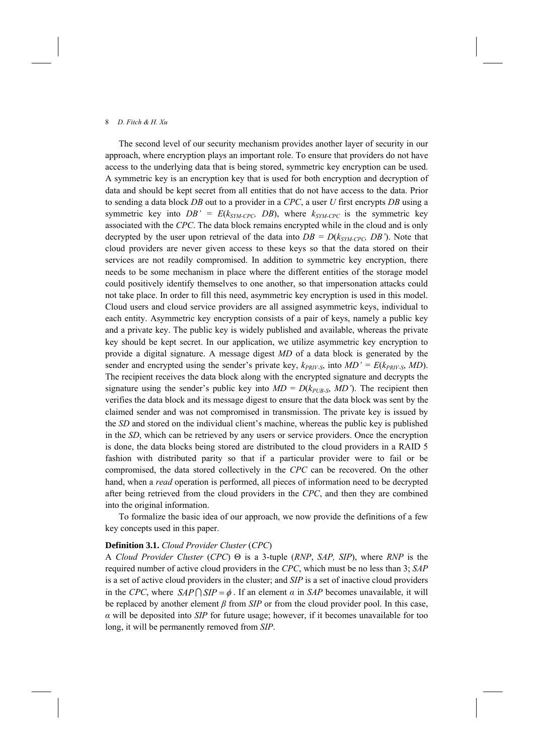The second level of our security mechanism provides another layer of security in our approach, where encryption plays an important role. To ensure that providers do not have access to the underlying data that is being stored, symmetric key encryption can be used. A symmetric key is an encryption key that is used for both encryption and decryption of data and should be kept secret from all entities that do not have access to the data. Prior to sending a data block *DB* out to a provider in a *CPC*, a user *U* first encrypts *DB* using a symmetric key into $DB' = E(k_{SYM\text{-}CPC}, DB)$, where $k_{SYM\text{-}CPC}$ is the symmetric key associated with the *CPC*. The data block remains encrypted while in the cloud and is only decrypted by the user upon retrieval of the data into $DB = D(k_{SYM\text{-}CPC}, DB')$. Note that cloud providers are never given access to these keys so that the data stored on their services are not readily compromised. In addition to symmetric key encryption, there needs to be some mechanism in place where the different entities of the storage model could positively identify themselves to one another, so that impersonation attacks could not take place. In order to fill this need, asymmetric key encryption is used in this model. Cloud users and cloud service providers are all assigned asymmetric keys, individual to each entity. Asymmetric key encryption consists of a pair of keys, namely a public key and a private key. The public key is widely published and available, whereas the private key should be kept secret. In our application, we utilize asymmetric key encryption to provide a digital signature. A message digest *MD* of a data block is generated by the sender and encrypted using the sender's private key, $k_{PRIV\text{-}S}$, into $MD' = E(k_{PRIV\text{-}S}, MD)$. The recipient receives the data block along with the encrypted signature and decrypts the signature using the sender's public key into $MD = D(k_{PUB\text{-}S}, MD')$. The recipient then verifies the data block and its message digest to ensure that the data block was sent by the claimed sender and was not compromised in transmission. The private key is issued by the *SD* and stored on the individual client's machine, whereas the public key is published in the *SD*, which can be retrieved by any users or service providers. Once the encryption is done, the data blocks being stored are distributed to the cloud providers in a RAID 5 fashion with distributed parity so that if a particular provider were to fail or be compromised, the data stored collectively in the *CPC* can be recovered. On the other hand, when a *read* operation is performed, all pieces of information need to be decrypted after being retrieved from the cloud providers in the *CPC*, and then they are combined into the original information.

To formalize the basic idea of our approach, we now provide the definitions of a few key concepts used in this paper.

**Definition 3.1.** *Cloud Provider Cluster* (*CPC*)
A *Cloud Provider Cluster* (*CPC*) $\Theta$ is a 3-tuple (*RNP*, *SAP, SIP*), where *RNP* is the required number of active cloud providers in the *CPC*, which must be no less than 3; *SAP* is a set of active cloud providers in the cluster; and *SIP* is a set of inactive cloud providers in the *CPC*, where $SAP \cap SIP = \phi$. If an element $\alpha$ in *SAP* becomes unavailable, it will be replaced by another element $\beta$ from *SIP* or from the cloud provider pool. In this case, $\alpha$ will be deposited into *SIP* for future usage; however, if it becomes unavailable for too long, it will be permanently removed from *SIP*.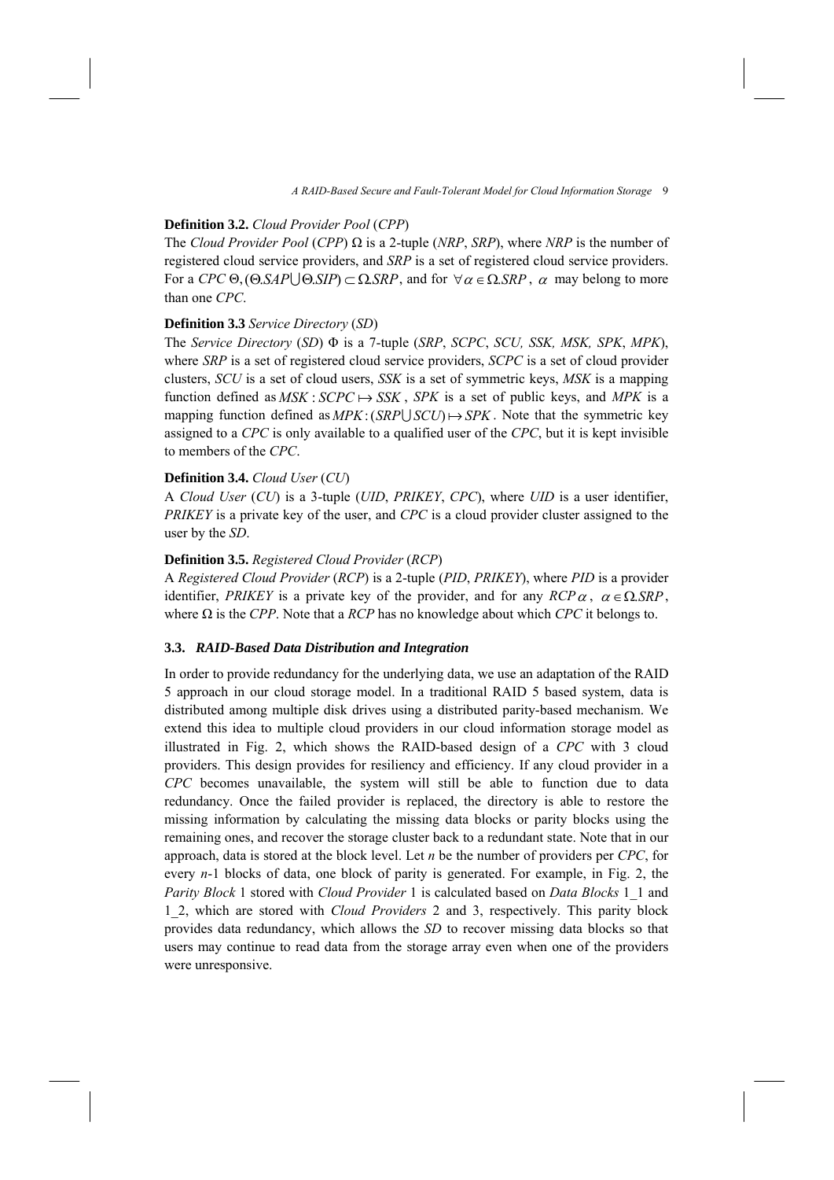**Definition 3.2.** *Cloud Provider Pool* (*CPP*)

The *Cloud Provider Pool* (*CPP*) $\Omega$ is a 2-tuple (*NRP*, *SRP*), where *NRP* is the number of registered cloud service providers, and *SRP* is a set of registered cloud service providers. For a *CPC* $\Theta, (\Theta.SAP \bigcup \Theta.SIP) \subset \Omega.SRP$, and for $\forall \alpha \in \Omega.SRP$, $\alpha$ may belong to more than one *CPC*.

**Definition 3.3** *Service Directory* (*SD*)

The *Service Directory* (*SD*) $\Phi$ is a 7-tuple (*SRP*, *SCPC*, *SCU, SSK, MSK, SPK*, *MPK*), where *SRP* is a set of registered cloud service providers, *SCPC* is a set of cloud provider clusters, *SCU* is a set of cloud users, *SSK* is a set of symmetric keys, *MSK* is a mapping function defined as $MSK: SCPC \mapsto SSK$, *SPK* is a set of public keys, and *MPK* is a mapping function defined as $MPK:(SRP \bigcup SCU) \mapsto SPK$. Note that the symmetric key assigned to a *CPC* is only available to a qualified user of the *CPC*, but it is kept invisible to members of the *CPC*.

**Definition 3.4.** *Cloud User* (*CU*)

A *Cloud User* (*CU*) is a 3-tuple (*UID*, *PRIKEY*, *CPC*), where *UID* is a user identifier, *PRIKEY* is a private key of the user, and *CPC* is a cloud provider cluster assigned to the user by the *SD*.

**Definition 3.5.** *Registered Cloud Provider* (*RCP*)

A *Registered Cloud Provider* (*RCP*) is a 2-tuple (*PID*, *PRIKEY*), where *PID* is a provider identifier, *PRIKEY* is a private key of the provider, and for any *RCP* $\alpha$, $\alpha \in \Omega.SRP$, where $\Omega$ is the *CPP*. Note that a *RCP* has no knowledge about which *CPC* it belongs to.

### 3.3. *RAID-Based Data Distribution and Integration*

In order to provide redundancy for the underlying data, we use an adaptation of the RAID 5 approach in our cloud storage model. In a traditional RAID 5 based system, data is distributed among multiple disk drives using a distributed parity-based mechanism. We extend this idea to multiple cloud providers in our cloud information storage model as illustrated in Fig. 2, which shows the RAID-based design of a *CPC* with 3 cloud providers. This design provides for resiliency and efficiency. If any cloud provider in a *CPC* becomes unavailable, the system will still be able to function due to data redundancy. Once the failed provider is replaced, the directory is able to restore the missing information by calculating the missing data blocks or parity blocks using the remaining ones, and recover the storage cluster back to a redundant state. Note that in our approach, data is stored at the block level. Let *n* be the number of providers per *CPC*, for every *n*-1 blocks of data, one block of parity is generated. For example, in Fig. 2, the *Parity Block* 1 stored with *Cloud Provider* 1 is calculated based on *Data Blocks* 1_1 and 1_2, which are stored with *Cloud Providers* 2 and 3, respectively. This parity block provides data redundancy, which allows the *SD* to recover missing data blocks so that users may continue to read data from the storage array even when one of the providers were unresponsive.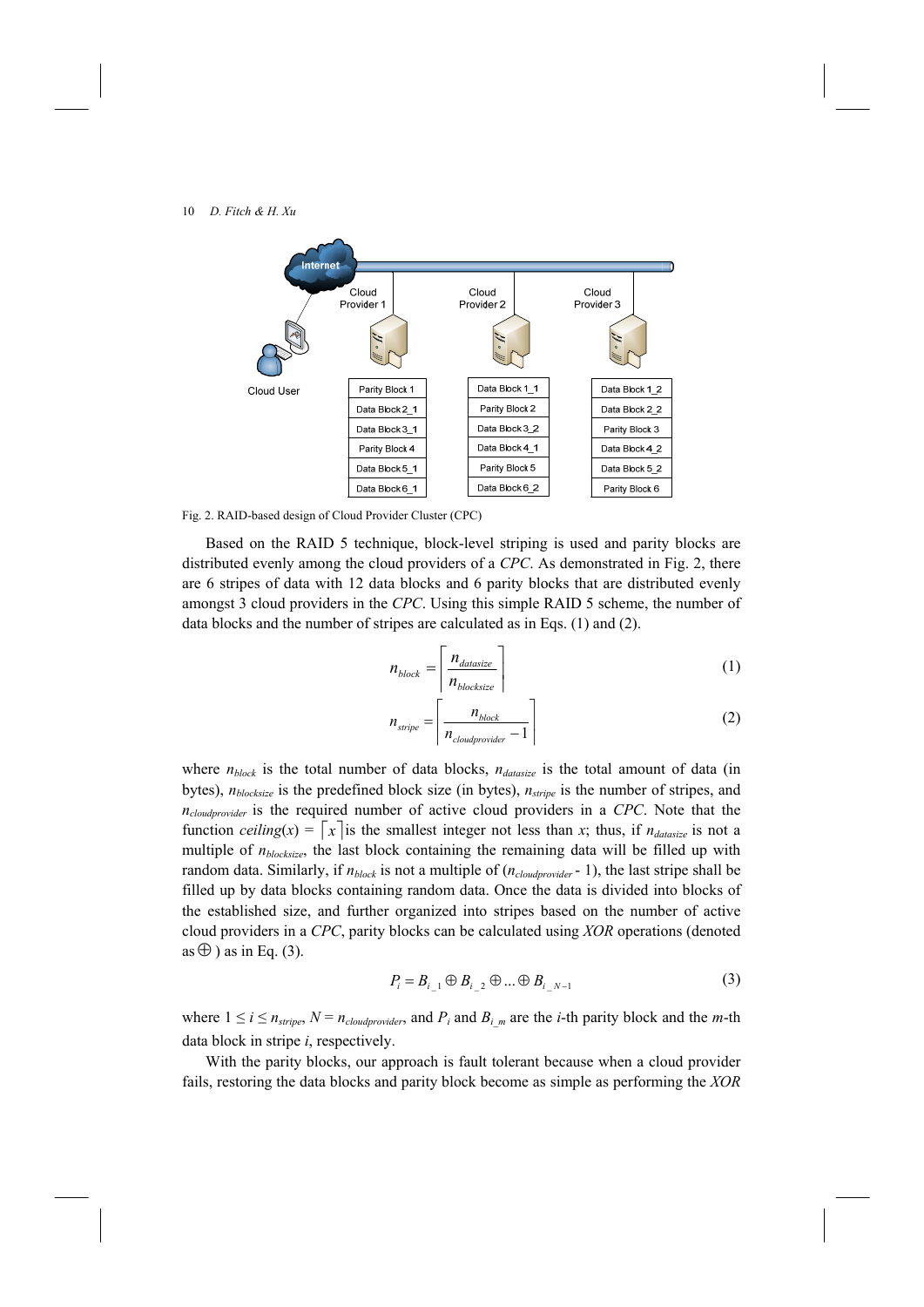Fig. 2. RAID-based design of Cloud Provider Cluster (CPC)

Based on the RAID 5 technique, block-level striping is used and parity blocks are distributed evenly among the cloud providers of a *CPC*. As demonstrated in Fig. 2, there are 6 stripes of data with 12 data blocks and 6 parity blocks that are distributed evenly amongst 3 cloud providers in the *CPC*. Using this simple RAID 5 scheme, the number of data blocks and the number of stripes are calculated as in Eqs. (1) and (2).

$$n_{block} = \left\lceil \frac{n_{datasize}}{n_{blocksize}} \right\rceil \tag{1}$$

$$n_{stripe} = \left\lceil \frac{n_{block}}{n_{cloudprovider} - 1} \right\rceil \tag{2}$$

where $n_{block}$ is the total number of data blocks, $n_{datasize}$ is the total amount of data (in bytes), $n_{blocksize}$ is the predefined block size (in bytes), $n_{stripe}$ is the number of stripes, and $n_{cloudprovider}$ is the required number of active cloud providers in a *CPC*. Note that the function $ceiling(x) = \lceil x \rceil$ is the smallest integer not less than $x$; thus, if $n_{datasize}$ is not a multiple of $n_{blocksize}$, the last block containing the remaining data will be filled up with random data. Similarly, if $n_{block}$ is not a multiple of ($n_{cloudprovider}$ - 1), the last stripe shall be filled up by data blocks containing random data. Once the data is divided into blocks of the established size, and further organized into stripes based on the number of active cloud providers in a *CPC*, parity blocks can be calculated using *XOR* operations (denoted as $\oplus$ ) as in Eq. (3).

$$P_i = B_{i\_1} \oplus B_{i\_2} \oplus \ldots \oplus B_{i\_N-1} \tag{3}$$

where $1 \leq i \leq n_{stripe}$, $N = n_{cloudprovider}$, and $P_i$ and $B_{i\_m}$ are the *i*-th parity block and the *m*-th data block in stripe *i*, respectively.

With the parity blocks, our approach is fault tolerant because when a cloud provider fails, restoring the data blocks and parity block become as simple as performing the *XOR*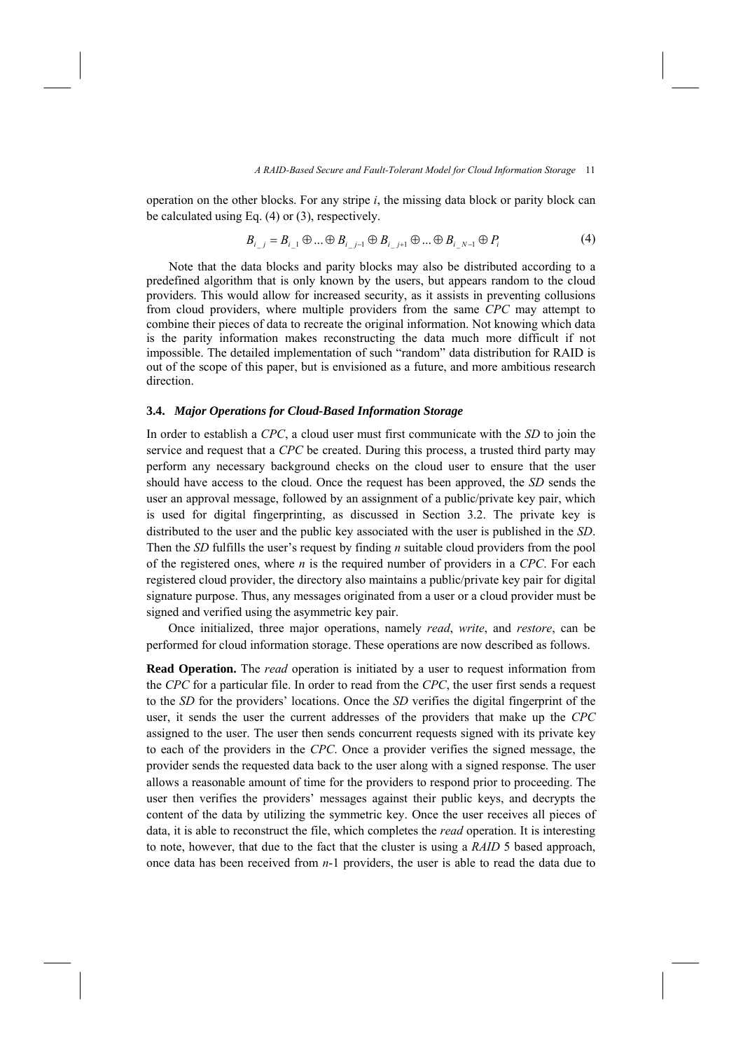operation on the other blocks. For any stripe $i$, the missing data block or parity block can be calculated using Eq. (4) or (3), respectively.

$$B_{i\_j} = B_{i\_1} \oplus ... \oplus B_{i\_j-1} \oplus B_{i\_j+1} \oplus ... \oplus B_{i\_N-1} \oplus P_i \tag{4}$$

Note that the data blocks and parity blocks may also be distributed according to a predefined algorithm that is only known by the users, but appears random to the cloud providers. This would allow for increased security, as it assists in preventing collusions from cloud providers, where multiple providers from the same *CPC* may attempt to combine their pieces of data to recreate the original information. Not knowing which data is the parity information makes reconstructing the data much more difficult if not impossible. The detailed implementation of such "random" data distribution for RAID is out of the scope of this paper, but is envisioned as a future, and more ambitious research direction.

### 3.4. *Major Operations for Cloud-Based Information Storage*

In order to establish a *CPC*, a cloud user must first communicate with the *SD* to join the service and request that a *CPC* be created. During this process, a trusted third party may perform any necessary background checks on the cloud user to ensure that the user should have access to the cloud. Once the request has been approved, the *SD* sends the user an approval message, followed by an assignment of a public/private key pair, which is used for digital fingerprinting, as discussed in Section 3.2. The private key is distributed to the user and the public key associated with the user is published in the *SD*. Then the *SD* fulfills the user's request by finding $n$ suitable cloud providers from the pool of the registered ones, where $n$ is the required number of providers in a *CPC*. For each registered cloud provider, the directory also maintains a public/private key pair for digital signature purpose. Thus, any messages originated from a user or a cloud provider must be signed and verified using the asymmetric key pair.

Once initialized, three major operations, namely *read*, *write*, and *restore*, can be performed for cloud information storage. These operations are now described as follows.

**Read Operation.** The *read* operation is initiated by a user to request information from the *CPC* for a particular file. In order to read from the *CPC*, the user first sends a request to the *SD* for the providers' locations. Once the *SD* verifies the digital fingerprint of the user, it sends the user the current addresses of the providers that make up the *CPC* assigned to the user. The user then sends concurrent requests signed with its private key to each of the providers in the *CPC*. Once a provider verifies the signed message, the provider sends the requested data back to the user along with a signed response. The user allows a reasonable amount of time for the providers to respond prior to proceeding. The user then verifies the providers' messages against their public keys, and decrypts the content of the data by utilizing the symmetric key. Once the user receives all pieces of data, it is able to reconstruct the file, which completes the *read* operation. It is interesting to note, however, that due to the fact that the cluster is using a *RAID* 5 based approach, once data has been received from $n$-1 providers, the user is able to read the data due to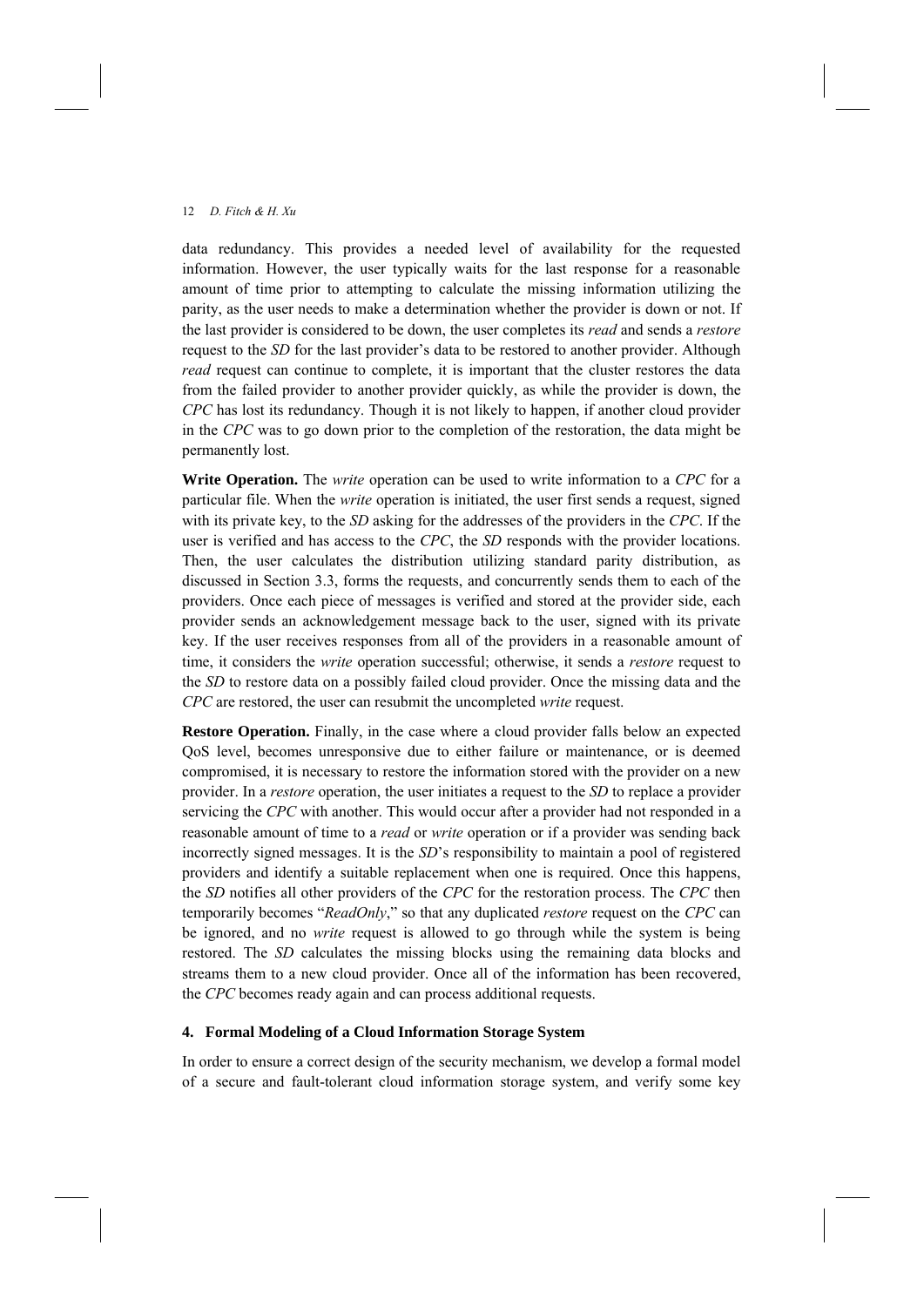data redundancy. This provides a needed level of availability for the requested information. However, the user typically waits for the last response for a reasonable amount of time prior to attempting to calculate the missing information utilizing the parity, as the user needs to make a determination whether the provider is down or not. If the last provider is considered to be down, the user completes its *read* and sends a *restore* request to the *SD* for the last provider's data to be restored to another provider. Although *read* request can continue to complete, it is important that the cluster restores the data from the failed provider to another provider quickly, as while the provider is down, the *CPC* has lost its redundancy. Though it is not likely to happen, if another cloud provider in the *CPC* was to go down prior to the completion of the restoration, the data might be permanently lost.

**Write Operation.** The *write* operation can be used to write information to a *CPC* for a particular file. When the *write* operation is initiated, the user first sends a request, signed with its private key, to the *SD* asking for the addresses of the providers in the *CPC*. If the user is verified and has access to the *CPC*, the *SD* responds with the provider locations. Then, the user calculates the distribution utilizing standard parity distribution, as discussed in Section 3.3, forms the requests, and concurrently sends them to each of the providers. Once each piece of messages is verified and stored at the provider side, each provider sends an acknowledgement message back to the user, signed with its private key. If the user receives responses from all of the providers in a reasonable amount of time, it considers the *write* operation successful; otherwise, it sends a *restore* request to the *SD* to restore data on a possibly failed cloud provider. Once the missing data and the *CPC* are restored, the user can resubmit the uncompleted *write* request.

**Restore Operation.** Finally, in the case where a cloud provider falls below an expected QoS level, becomes unresponsive due to either failure or maintenance, or is deemed compromised, it is necessary to restore the information stored with the provider on a new provider. In a *restore* operation, the user initiates a request to the *SD* to replace a provider servicing the *CPC* with another. This would occur after a provider had not responded in a reasonable amount of time to a *read* or *write* operation or if a provider was sending back incorrectly signed messages. It is the *SD*'s responsibility to maintain a pool of registered providers and identify a suitable replacement when one is required. Once this happens, the *SD* notifies all other providers of the *CPC* for the restoration process. The *CPC* then temporarily becomes "*ReadOnly*," so that any duplicated *restore* request on the *CPC* can be ignored, and no *write* request is allowed to go through while the system is being restored. The *SD* calculates the missing blocks using the remaining data blocks and streams them to a new cloud provider. Once all of the information has been recovered, the *CPC* becomes ready again and can process additional requests.

## 4. Formal Modeling of a Cloud Information Storage System

In order to ensure a correct design of the security mechanism, we develop a formal model of a secure and fault-tolerant cloud information storage system, and verify some key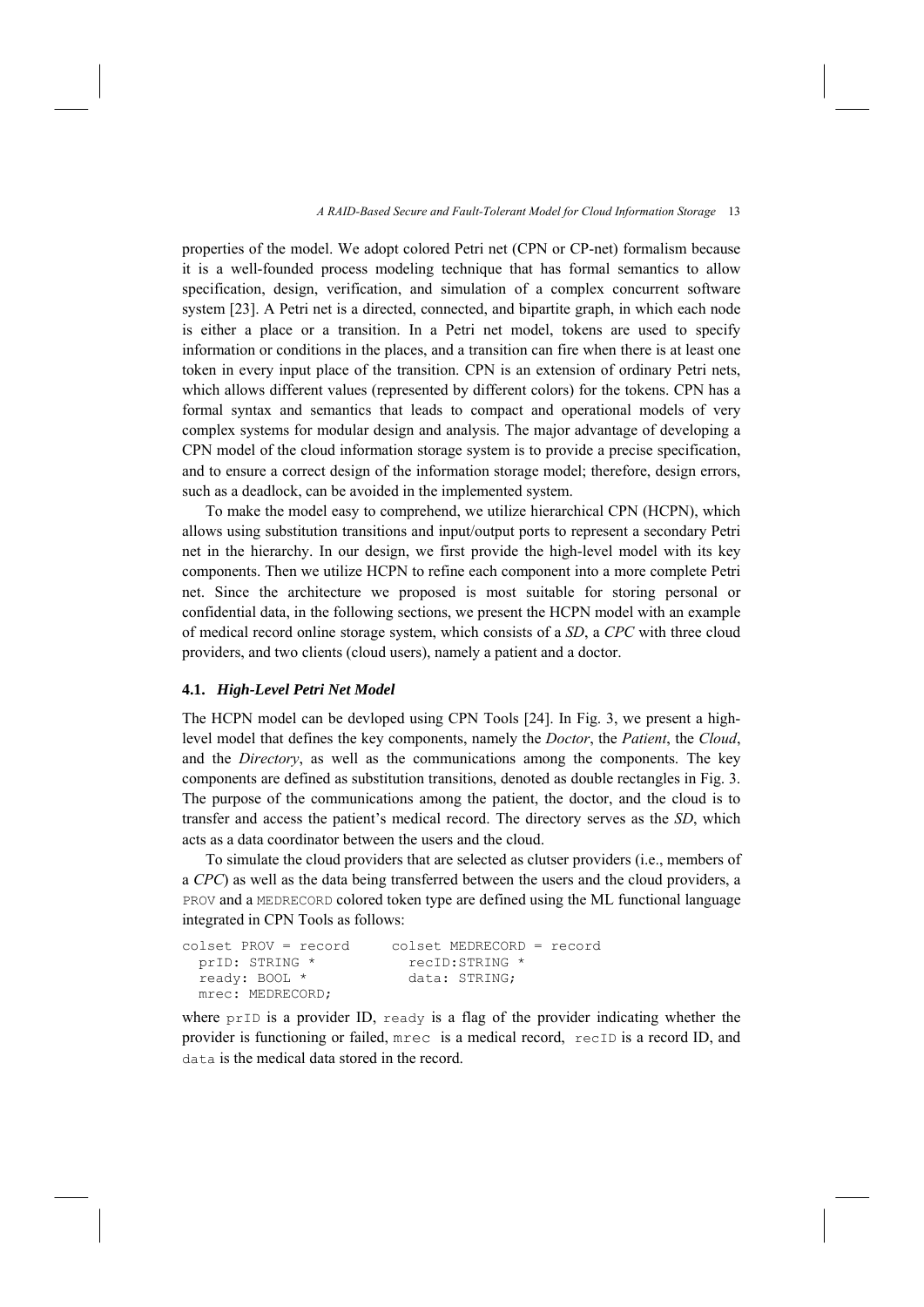properties of the model. We adopt colored Petri net (CPN or CP-net) formalism because it is a well-founded process modeling technique that has formal semantics to allow specification, design, verification, and simulation of a complex concurrent software system [23]. A Petri net is a directed, connected, and bipartite graph, in which each node is either a place or a transition. In a Petri net model, tokens are used to specify information or conditions in the places, and a transition can fire when there is at least one token in every input place of the transition. CPN is an extension of ordinary Petri nets, which allows different values (represented by different colors) for the tokens. CPN has a formal syntax and semantics that leads to compact and operational models of very complex systems for modular design and analysis. The major advantage of developing a CPN model of the cloud information storage system is to provide a precise specification, and to ensure a correct design of the information storage model; therefore, design errors, such as a deadlock, can be avoided in the implemented system.

To make the model easy to comprehend, we utilize hierarchical CPN (HCPN), which allows using substitution transitions and input/output ports to represent a secondary Petri net in the hierarchy. In our design, we first provide the high-level model with its key components. Then we utilize HCPN to refine each component into a more complete Petri net. Since the architecture we proposed is most suitable for storing personal or confidential data, in the following sections, we present the HCPN model with an example of medical record online storage system, which consists of a *SD*, a *CPC* with three cloud providers, and two clients (cloud users), namely a patient and a doctor.

### 4.1. *High-Level Petri Net Model*

The HCPN model can be devloped using CPN Tools [24]. In Fig. 3, we present a high-level model that defines the key components, namely the *Doctor*, the *Patient*, the *Cloud*, and the *Directory*, as well as the communications among the components. The key components are defined as substitution transitions, denoted as double rectangles in Fig. 3. The purpose of the communications among the patient, the doctor, and the cloud is to transfer and access the patient's medical record. The directory serves as the *SD*, which acts as a data coordinator between the users and the cloud.

To simulate the cloud providers that are selected as clutser providers (i.e., members of a *CPC*) as well as the data being transferred between the users and the cloud providers, a `PROV` and a `MEDRECORD` colored token type are defined using the ML functional language integrated in CPN Tools as follows:

```
colset PROV = record
  prID: STRING *
  ready: BOOL *
  mrec: MEDRECORD;
```

```
colset MEDRECORD = record
  recID:STRING *
  data: STRING;
```

where `prID` is a provider ID, `ready` is a flag of the provider indicating whether the provider is functioning or failed, `mrec` is a medical record, `recID` is a record ID, and `data` is the medical data stored in the record.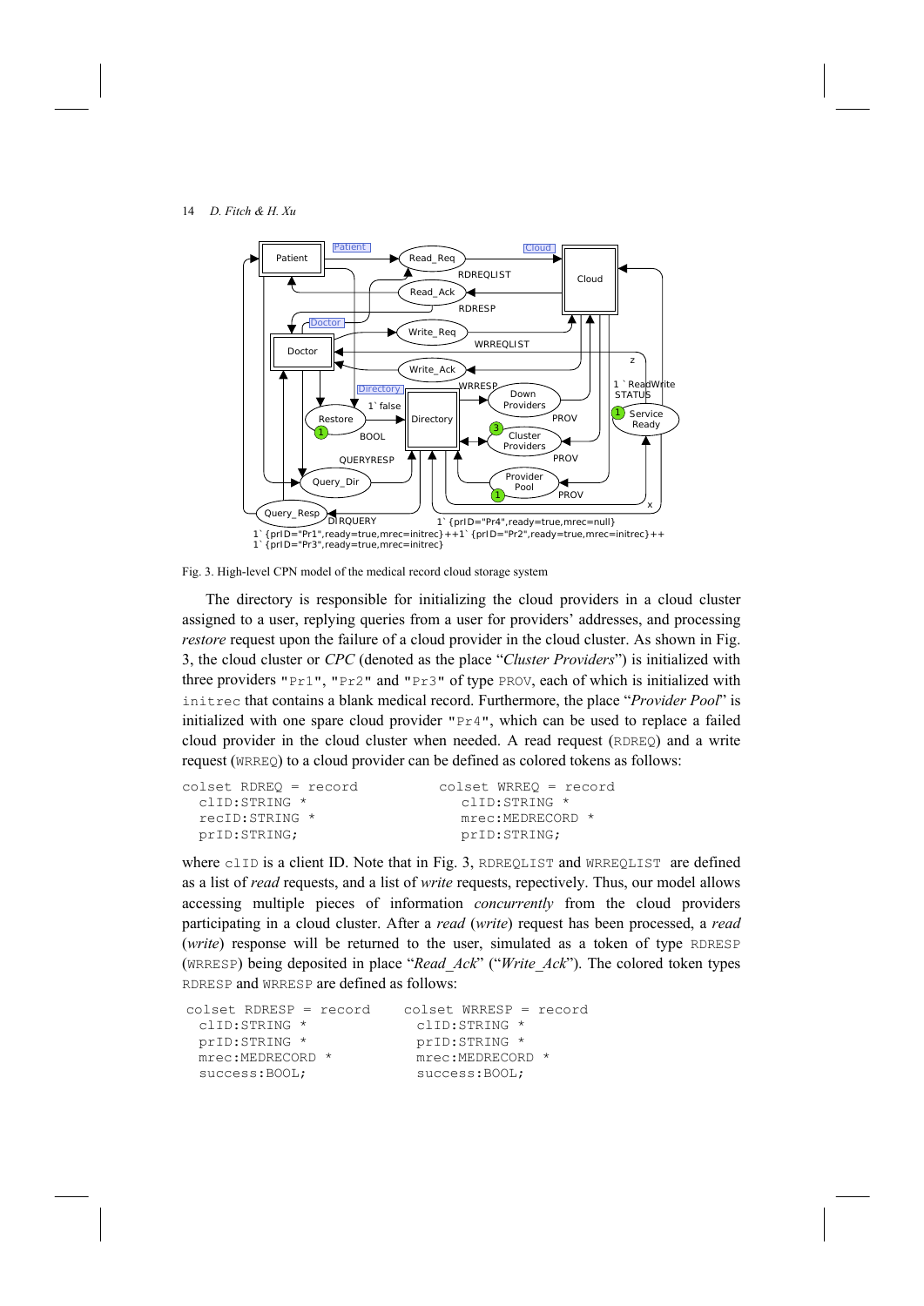Fig. 3. High-level CPN model of the medical record cloud storage system

The directory is responsible for initializing the cloud providers in a cloud cluster assigned to a user, replying queries from a user for providers' addresses, and processing *restore* request upon the failure of a cloud provider in the cloud cluster. As shown in Fig. 3, the cloud cluster or *CPC* (denoted as the place "*Cluster Providers*") is initialized with three providers "Pr1", "Pr2" and "Pr3" of type PROV, each of which is initialized with initrec that contains a blank medical record. Furthermore, the place "*Provider Pool*" is initialized with one spare cloud provider "Pr4", which can be used to replace a failed cloud provider in the cloud cluster when needed. A read request (RDREQ) and a write request (WRREQ) to a cloud provider can be defined as colored tokens as follows:

```
colset RDREQ = record
  clID:STRING *
  recID:STRING *
  prID:STRING;
```

```
colset WRREQ = record
  clID:STRING *
  mrec:MEDRECORD *
  prID:STRING;
```

where clID is a client ID. Note that in Fig. 3, RDREQLIST and WRREQLIST are defined as a list of *read* requests, and a list of *write* requests, repectively. Thus, our model allows accessing multiple pieces of information *concurrently* from the cloud providers participating in a cloud cluster. After a *read* (*write*) request has been processed, a *read* (*write*) response will be returned to the user, simulated as a token of type RDRESP (WRRESP) being deposited in place "*Read_Ack*" ("*Write_Ack*"). The colored token types RDRESP and WRRESP are defined as follows:

```
colset RDRESP = record
  clID:STRING *
  prID:STRING *
  mrec:MEDRECORD *
  success:BOOL;
```

```
colset WRRESP = record
  clID:STRING *
  prID:STRING *
  mrec:MEDRECORD *
  success:BOOL;
```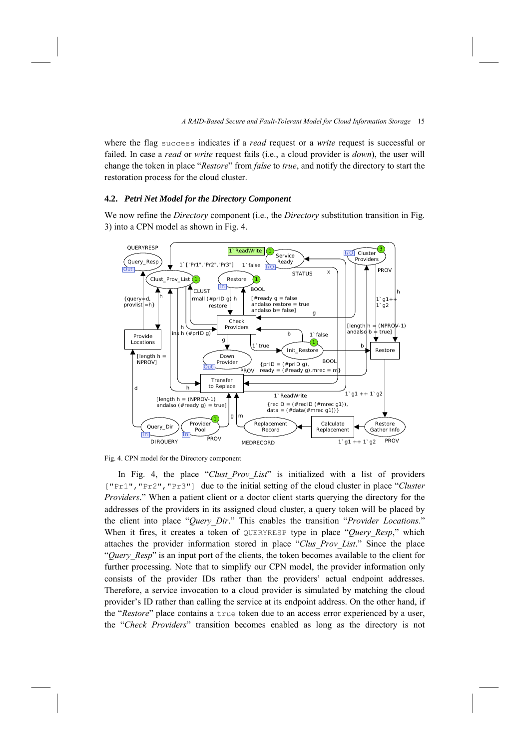where the flag success indicates if a *read* request or a *write* request is successful or failed. In case a *read* or *write* request fails (i.e., a cloud provider is *down*), the user will change the token in place "*Restore*" from *false* to *true*, and notify the directory to start the restoration process for the cloud cluster.

## 4.2. *Petri Net Model for the Directory Component*

We now refine the *Directory* component (i.e., the *Directory* substitution transition in Fig. 3) into a CPN model as shown in Fig. 4.

Fig. 4. CPN model for the Directory component

In Fig. 4, the place "*Clust_Prov_List*" is initialized with a list of providers ["Pr1","Pr2","Pr3"] due to the initial setting of the cloud cluster in place "*Cluster Providers*." When a patient client or a doctor client starts querying the directory for the addresses of the providers in its assigned cloud cluster, a query token will be placed by the client into place "*Query_Dir*." This enables the transition "*Provider Locations*." When it fires, it creates a token of QUERYRESP type in place "*Query_Resp*," which attaches the provider information stored in place "*Clus_Prov_List*." Since the place "*Query_Resp*" is an input port of the clients, the token becomes available to the client for further processing. Note that to simplify our CPN model, the provider information only consists of the provider IDs rather than the providers' actual endpoint addresses. Therefore, a service invocation to a cloud provider is simulated by matching the cloud provider's ID rather than calling the service at its endpoint address. On the other hand, if the "*Restore*" place contains a true token due to an access error experienced by a user, the "*Check Providers*" transition becomes enabled as long as the directory is not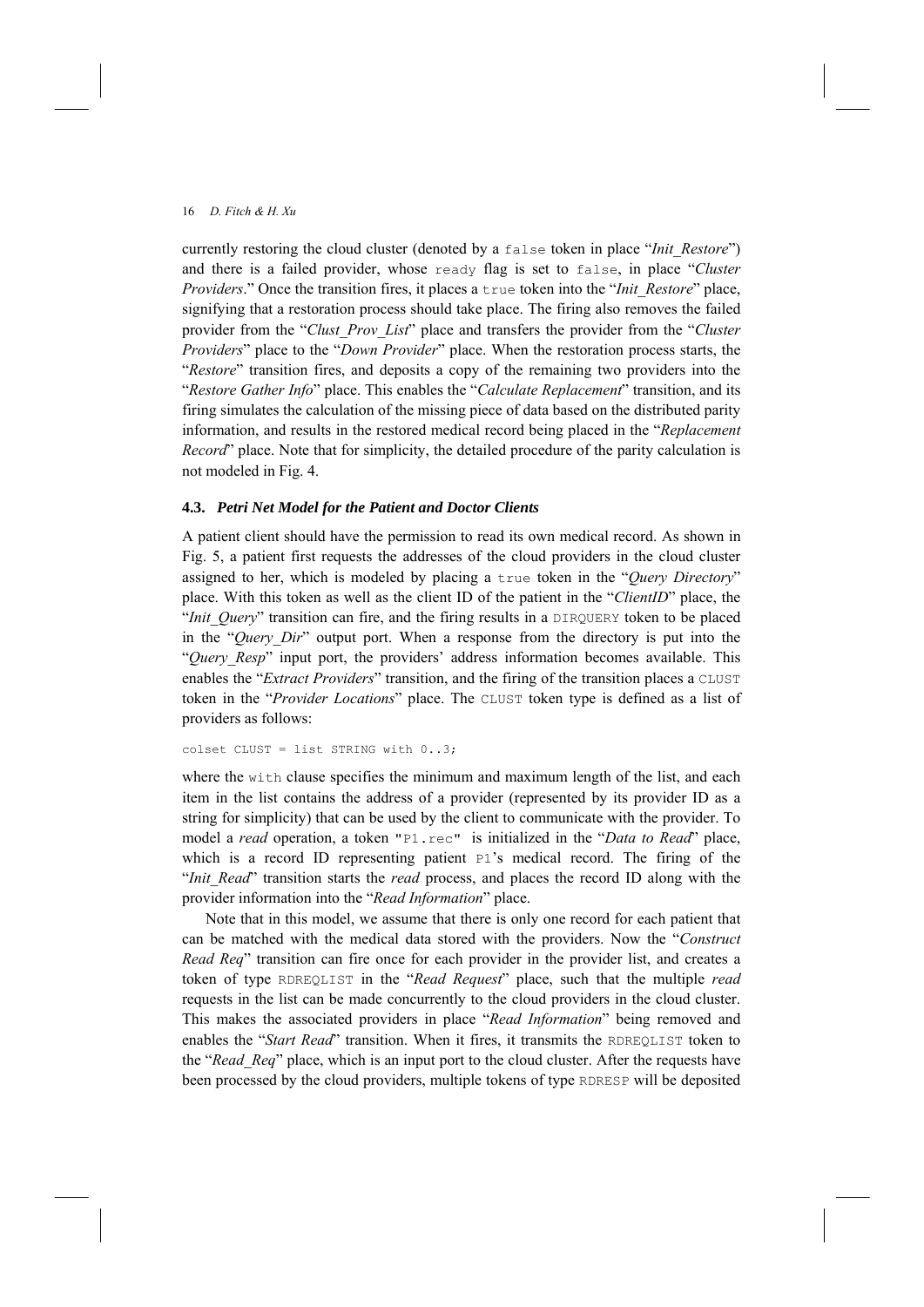currently restoring the cloud cluster (denoted by a `false` token in place "*Init_Restore*") and there is a failed provider, whose `ready` flag is set to `false`, in place "*Cluster Providers*." Once the transition fires, it places a `true` token into the "*Init_Restore*" place, signifying that a restoration process should take place. The firing also removes the failed provider from the "*Clust_Prov_List*" place and transfers the provider from the "*Cluster Providers*" place to the "*Down Provider*" place. When the restoration process starts, the "*Restore*" transition fires, and deposits a copy of the remaining two providers into the "*Restore Gather Info*" place. This enables the "*Calculate Replacement*" transition, and its firing simulates the calculation of the missing piece of data based on the distributed parity information, and results in the restored medical record being placed in the "*Replacement Record*" place. Note that for simplicity, the detailed procedure of the parity calculation is not modeled in Fig. 4.

### 4.3. *Petri Net Model for the Patient and Doctor Clients*

A patient client should have the permission to read its own medical record. As shown in Fig. 5, a patient first requests the addresses of the cloud providers in the cloud cluster assigned to her, which is modeled by placing a `true` token in the "*Query Directory*" place. With this token as well as the client ID of the patient in the "*ClientID*" place, the "*Init_Query*" transition can fire, and the firing results in a `DIRQUERY` token to be placed in the "*Query_Dir*" output port. When a response from the directory is put into the "*Query_Resp*" input port, the providers' address information becomes available. This enables the "*Extract Providers*" transition, and the firing of the transition places a `CLUST` token in the "*Provider Locations*" place. The `CLUST` token type is defined as a list of providers as follows:

```
colset CLUST = list STRING with 0..3;
```

where the `with` clause specifies the minimum and maximum length of the list, and each item in the list contains the address of a provider (represented by its provider ID as a string for simplicity) that can be used by the client to communicate with the provider. To model a *read* operation, a token `"P1.rec"` is initialized in the "*Data to Read*" place, which is a record ID representing patient `P1`'s medical record. The firing of the "*Init_Read*" transition starts the *read* process, and places the record ID along with the provider information into the "*Read Information*" place.

Note that in this model, we assume that there is only one record for each patient that can be matched with the medical data stored with the providers. Now the "*Construct Read Req*" transition can fire once for each provider in the provider list, and creates a token of type `RDREQLIST` in the "*Read Request*" place, such that the multiple *read* requests in the list can be made concurrently to the cloud providers in the cloud cluster. This makes the associated providers in place "*Read Information*" being removed and enables the "*Start Read*" transition. When it fires, it transmits the `RDREQLIST` token to the "*Read_Req*" place, which is an input port to the cloud cluster. After the requests have been processed by the cloud providers, multiple tokens of type `RDRESP` will be deposited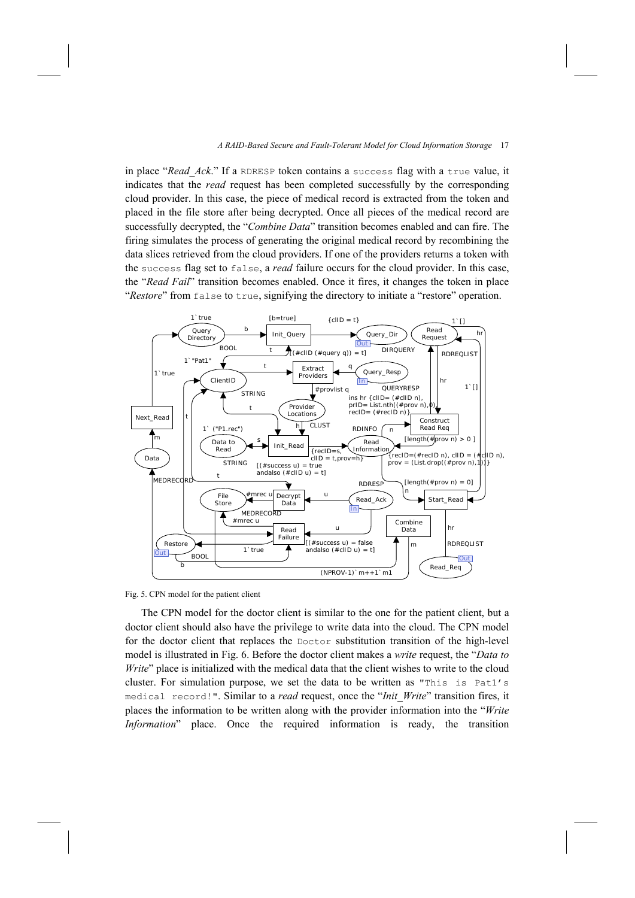in place "*Read_Ack*." If a RDRESP token contains a success flag with a true value, it indicates that the *read* request has been completed successfully by the corresponding cloud provider. In this case, the piece of medical record is extracted from the token and placed in the file store after being decrypted. Once all pieces of the medical record are successfully decrypted, the "*Combine Data*" transition becomes enabled and can fire. The firing simulates the process of generating the original medical record by recombining the data slices retrieved from the cloud providers. If one of the providers returns a token with the success flag set to false, a *read* failure occurs for the cloud provider. In this case, the "*Read Fail*" transition becomes enabled. Once it fires, it changes the token in place "*Restore*" from false to true, signifying the directory to initiate a "restore" operation.

Fig. 5. CPN model for the patient client

The CPN model for the doctor client is similar to the one for the patient client, but a doctor client should also have the privilege to write data into the cloud. The CPN model for the doctor client that replaces the Doctor substitution transition of the high-level model is illustrated in Fig. 6. Before the doctor client makes a *write* request, the "*Data to Write*" place is initialized with the medical data that the client wishes to write to the cloud cluster. For simulation purpose, we set the data to be written as "This is Pat1's medical record!". Similar to a *read* request, once the "*Init_Write*" transition fires, it places the information to be written along with the provider information into the "*Write Information*" place. Once the required information is ready, the transition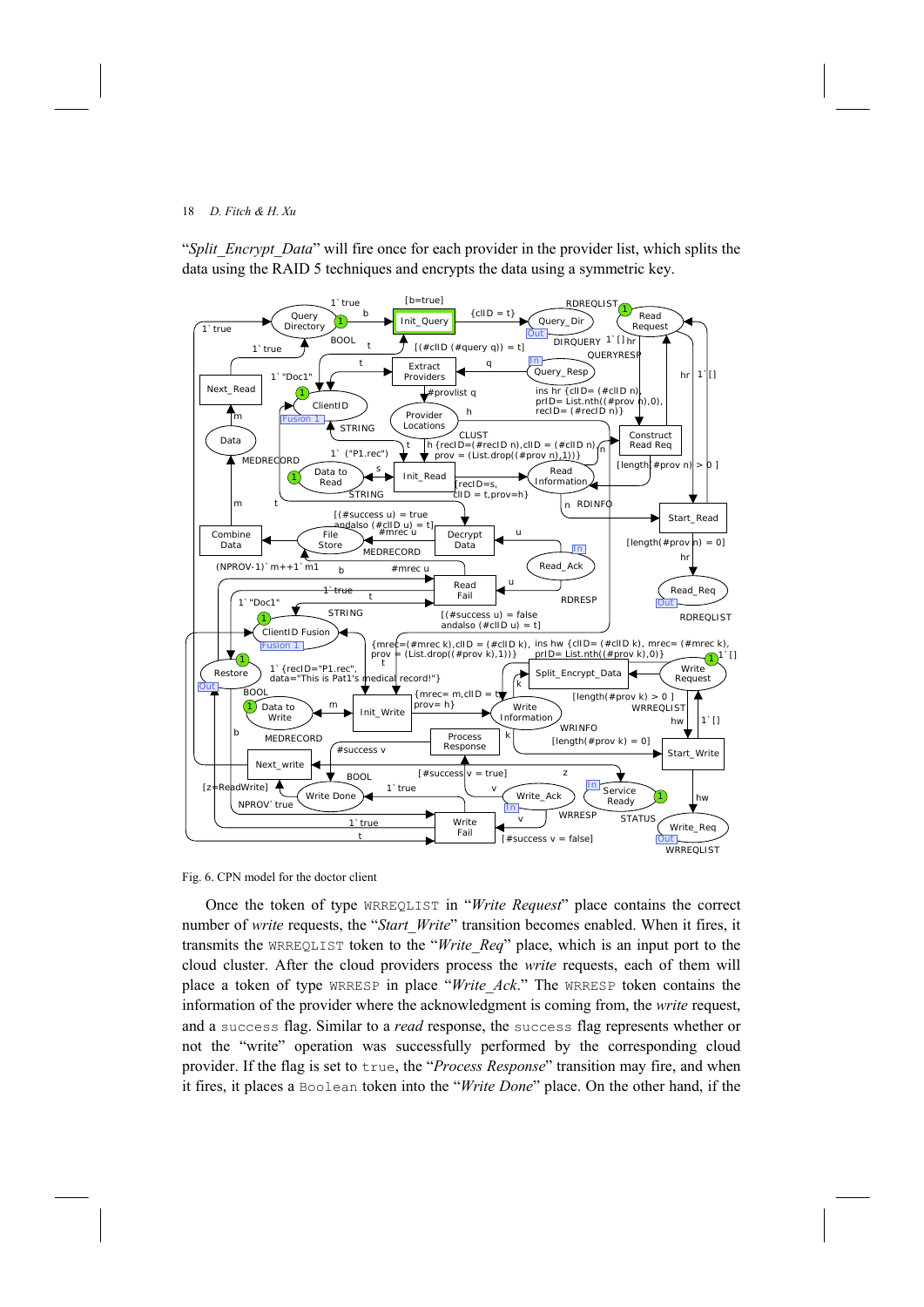"*Split_Encrypt_Data*" will fire once for each provider in the provider list, which splits the data using the RAID 5 techniques and encrypts the data using a symmetric key.

Fig. 6. CPN model for the doctor client

Once the token of type WRREQLIST in "*Write Request*" place contains the correct number of *write* requests, the "*Start_Write*" transition becomes enabled. When it fires, it transmits the WRREQLIST token to the "*Write_Req*" place, which is an input port to the cloud cluster. After the cloud providers process the *write* requests, each of them will place a token of type WRRESP in place "*Write_Ack*." The WRRESP token contains the information of the provider where the acknowledgment is coming from, the *write* request, and a success flag. Similar to a *read* response, the success flag represents whether or not the "write" operation was successfully performed by the corresponding cloud provider. If the flag is set to true, the "*Process Response*" transition may fire, and when it fires, it places a Boolean token into the "*Write Done*" place. On the other hand, if the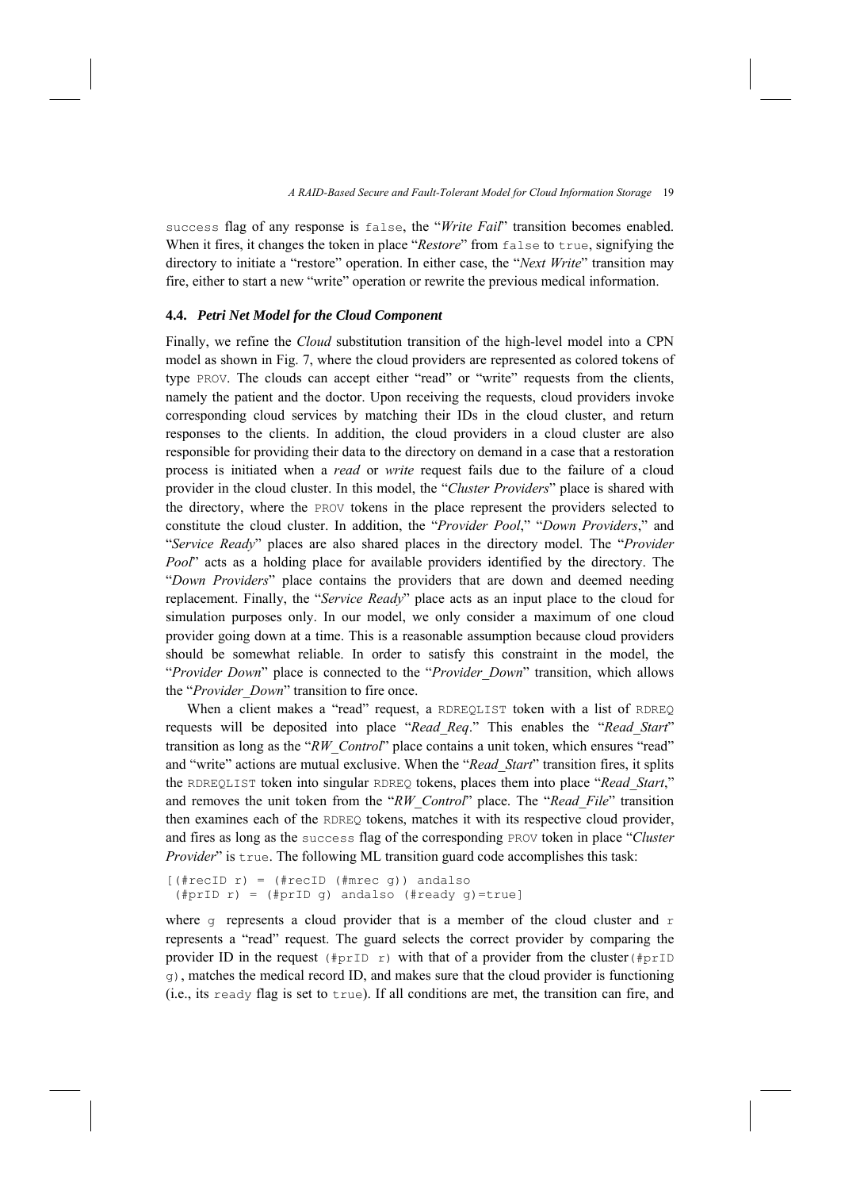success flag of any response is false, the "*Write Fail*" transition becomes enabled. When it fires, it changes the token in place "*Restore*" from false to true, signifying the directory to initiate a "restore" operation. In either case, the "*Next Write*" transition may fire, either to start a new "write" operation or rewrite the previous medical information.

### 4.4. *Petri Net Model for the Cloud Component*

Finally, we refine the *Cloud* substitution transition of the high-level model into a CPN model as shown in Fig. 7, where the cloud providers are represented as colored tokens of type PROV. The clouds can accept either "read" or "write" requests from the clients, namely the patient and the doctor. Upon receiving the requests, cloud providers invoke corresponding cloud services by matching their IDs in the cloud cluster, and return responses to the clients. In addition, the cloud providers in a cloud cluster are also responsible for providing their data to the directory on demand in a case that a restoration process is initiated when a *read* or *write* request fails due to the failure of a cloud provider in the cloud cluster. In this model, the "*Cluster Providers*" place is shared with the directory, where the PROV tokens in the place represent the providers selected to constitute the cloud cluster. In addition, the "*Provider Pool*," "*Down Providers*," and "*Service Ready*" places are also shared places in the directory model. The "*Provider Pool*" acts as a holding place for available providers identified by the directory. The "*Down Providers*" place contains the providers that are down and deemed needing replacement. Finally, the "*Service Ready*" place acts as an input place to the cloud for simulation purposes only. In our model, we only consider a maximum of one cloud provider going down at a time. This is a reasonable assumption because cloud providers should be somewhat reliable. In order to satisfy this constraint in the model, the "*Provider Down*" place is connected to the "*Provider_Down*" transition, which allows the "*Provider_Down*" transition to fire once.

When a client makes a "read" request, a RDREQLIST token with a list of RDREQ requests will be deposited into place "*Read_Req*." This enables the "*Read_Start*" transition as long as the "*RW_Control*" place contains a unit token, which ensures "read" and "write" actions are mutual exclusive. When the "*Read_Start*" transition fires, it splits the RDREQLIST token into singular RDREQ tokens, places them into place "*Read_Start*," and removes the unit token from the "*RW_Control*" place. The "*Read_File*" transition then examines each of the RDREQ tokens, matches it with its respective cloud provider, and fires as long as the success flag of the corresponding PROV token in place "*Cluster Provider*" is true. The following ML transition guard code accomplishes this task:

```
[(#recID r) = (#recID (#mrec g)) andalso
 (#prID r) = (#prID g) andalso (#ready g)=true]
```

where g represents a cloud provider that is a member of the cloud cluster and r represents a "read" request. The guard selects the correct provider by comparing the provider ID in the request (#prID r) with that of a provider from the cluster (#prID g), matches the medical record ID, and makes sure that the cloud provider is functioning (i.e., its ready flag is set to true). If all conditions are met, the transition can fire, and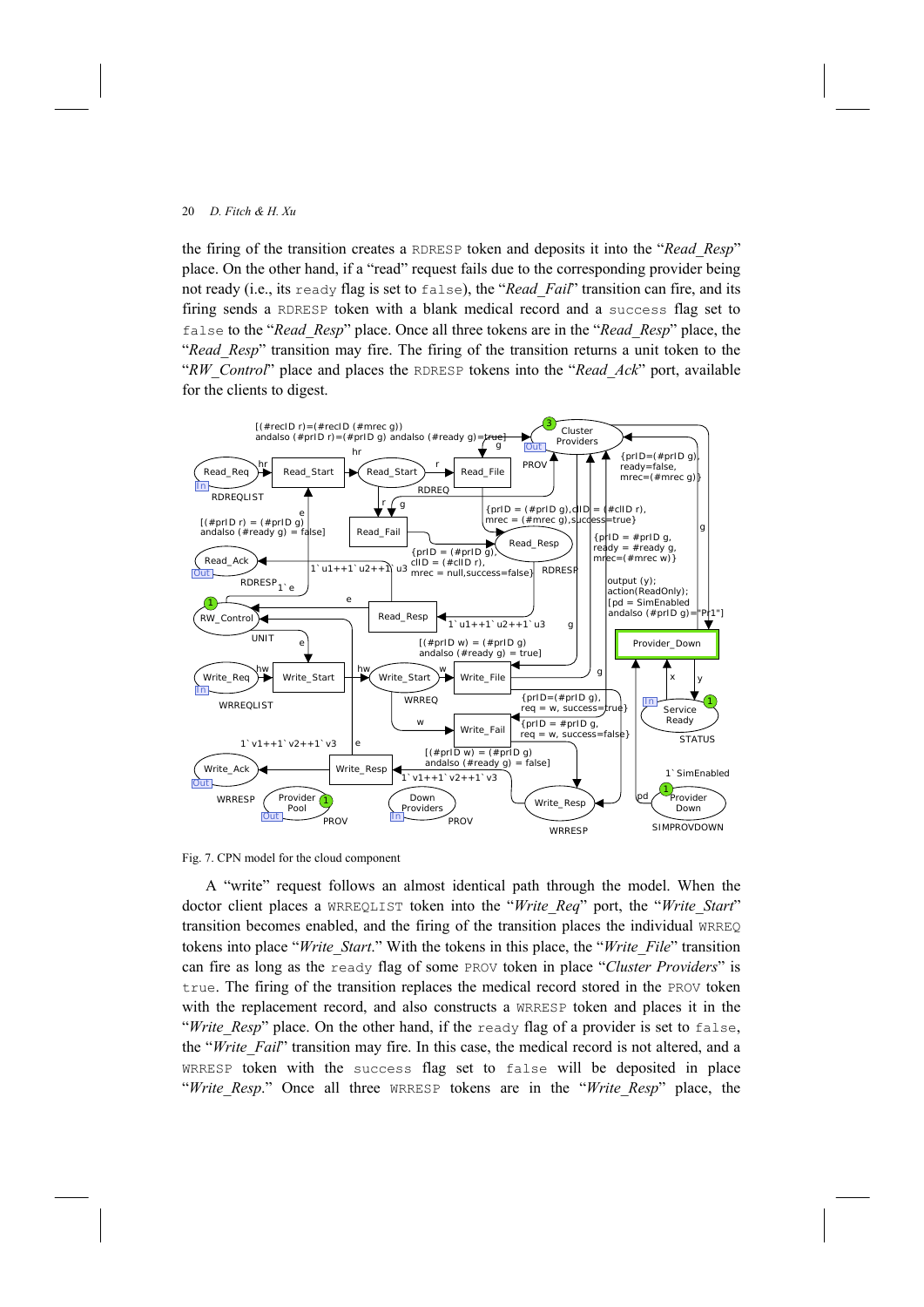the firing of the transition creates a RDRESP token and deposits it into the "*Read_Resp*" place. On the other hand, if a "read" request fails due to the corresponding provider being not ready (i.e., its ready flag is set to false), the "*Read_Fail*" transition can fire, and its firing sends a RDRESP token with a blank medical record and a success flag set to false to the "*Read_Resp*" place. Once all three tokens are in the "*Read_Resp*" place, the "*Read_Resp*" transition may fire. The firing of the transition returns a unit token to the "*RW_Control*" place and places the RDRESP tokens into the "*Read_Ack*" port, available for the clients to digest.

Fig. 7. CPN model for the cloud component

A "write" request follows an almost identical path through the model. When the doctor client places a WRREQLIST token into the "*Write_Req*" port, the "*Write_Start*" transition becomes enabled, and the firing of the transition places the individual WRREQ tokens into place "*Write_Start*." With the tokens in this place, the "*Write_File*" transition can fire as long as the ready flag of some PROV token in place "*Cluster Providers*" is true. The firing of the transition replaces the medical record stored in the PROV token with the replacement record, and also constructs a WRRESP token and places it in the "*Write_Resp*" place. On the other hand, if the ready flag of a provider is set to false, the "*Write_Fail*" transition may fire. In this case, the medical record is not altered, and a WRRESP token with the success flag set to false will be deposited in place "*Write_Resp*." Once all three WRRESP tokens are in the "*Write_Resp*" place, the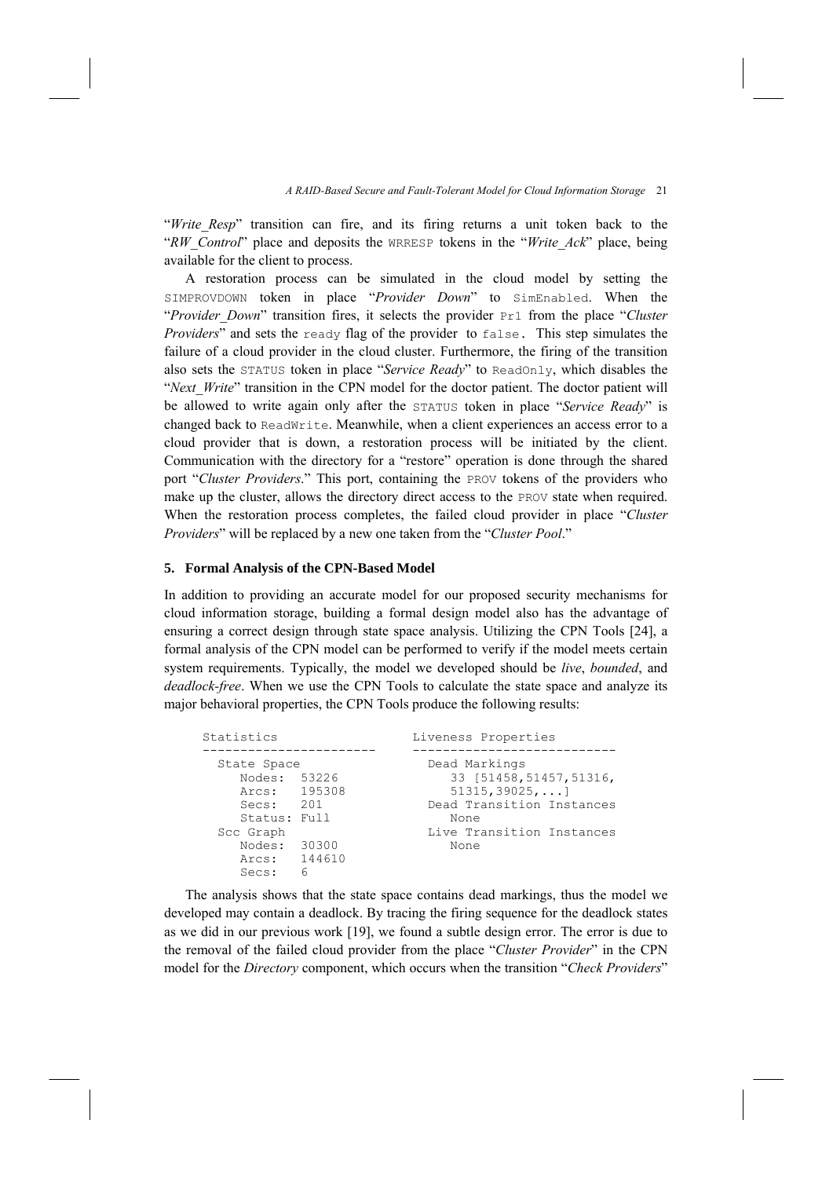"*Write_Resp*" transition can fire, and its firing returns a unit token back to the "*RW_Control*" place and deposits the `WRRESP` tokens in the "*Write_Ack*" place, being available for the client to process.

A restoration process can be simulated in the cloud model by setting the `SIMPROVDOWN` token in place "*Provider Down*" to `SimEnabled`. When the "*Provider_Down*" transition fires, it selects the provider `Pr1` from the place "*Cluster Providers*" and sets the `ready` flag of the provider to `false`. This step simulates the failure of a cloud provider in the cloud cluster. Furthermore, the firing of the transition also sets the `STATUS` token in place "*Service Ready*" to `ReadOnly`, which disables the "*Next_Write*" transition in the CPN model for the doctor patient. The doctor patient will be allowed to write again only after the `STATUS` token in place "*Service Ready*" is changed back to `ReadWrite`. Meanwhile, when a client experiences an access error to a cloud provider that is down, a restoration process will be initiated by the client. Communication with the directory for a "restore" operation is done through the shared port "*Cluster Providers*." This port, containing the `PROV` tokens of the providers who make up the cluster, allows the directory direct access to the `PROV` state when required. When the restoration process completes, the failed cloud provider in place "*Cluster Providers*" will be replaced by a new one taken from the "*Cluster Pool*."

## 5. Formal Analysis of the CPN-Based Model

In addition to providing an accurate model for our proposed security mechanisms for cloud information storage, building a formal design model also has the advantage of ensuring a correct design through state space analysis. Utilizing the CPN Tools [24], a formal analysis of the CPN model can be performed to verify if the model meets certain system requirements. Typically, the model we developed should be *live*, *bounded*, and *deadlock-free*. When we use the CPN Tools to calculate the state space and analyze its major behavioral properties, the CPN Tools produce the following results:

```
Statistics                      Liveness Properties
-----------------------         ---------------------------
  State Space                     Dead Markings
     Nodes:  53226                   33 [51458,51457,51316,
     Arcs:   195308                  51315,39025,...]
     Secs:   201                  Dead Transition Instances
     Status: Full                    None
  Scc Graph                       Live Transition Instances
     Nodes:  30300                   None
     Arcs:   144610
     Secs:   6
```

The analysis shows that the state space contains dead markings, thus the model we developed may contain a deadlock. By tracing the firing sequence for the deadlock states as we did in our previous work [19], we found a subtle design error. The error is due to the removal of the failed cloud provider from the place "*Cluster Provider*" in the CPN model for the *Directory* component, which occurs when the transition "*Check Providers*"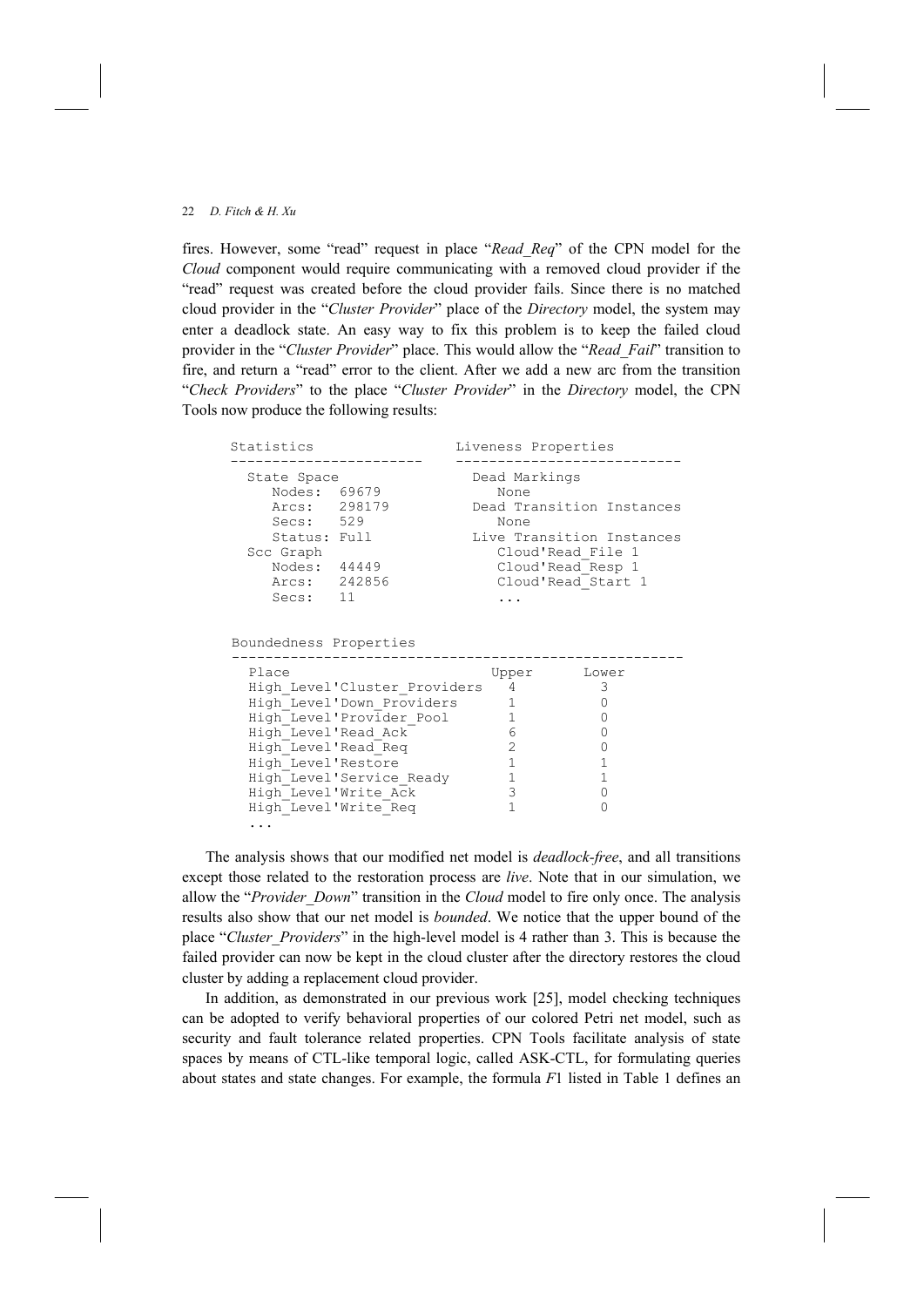fires. However, some "read" request in place "*Read_Req*" of the CPN model for the *Cloud* component would require communicating with a removed cloud provider if the "read" request was created before the cloud provider fails. Since there is no matched cloud provider in the "*Cluster Provider*" place of the *Directory* model, the system may enter a deadlock state. An easy way to fix this problem is to keep the failed cloud provider in the "*Cluster Provider*" place. This would allow the "*Read_Fail*" transition to fire, and return a "read" error to the client. After we add a new arc from the transition "*Check Providers*" to the place "*Cluster Provider*" in the *Directory* model, the CPN Tools now produce the following results:

```
Statistics                      Liveness Properties
-----------------------         --------------------------
  State Space                     Dead Markings
     Nodes:  69679                   None
     Arcs:   298179               Dead Transition Instances
     Secs:   529                     None
     Status: Full                 Live Transition Instances
  Scc Graph                          Cloud'Read_File 1
     Nodes:  44449                   Cloud'Read_Resp 1
     Arcs:   242856                  Cloud'Read_Start 1
     Secs:   11                      ...


Boundedness Properties
------------------------------------------------------
  Place                          Upper      Lower
  High_Level'Cluster_Providers    4          3
  High_Level'Down_Providers       1          0
  High_Level'Provider_Pool        1          0
  High_Level'Read_Ack             6          0
  High_Level'Read_Req             2          0
  High_Level'Restore              1          1
  High_Level'Service_Ready        1          1
  High_Level'Write_Ack            3          0
  High_Level'Write_Req            1          0
  ...
```

The analysis shows that our modified net model is *deadlock-free*, and all transitions except those related to the restoration process are *live*. Note that in our simulation, we allow the "*Provider_Down*" transition in the *Cloud* model to fire only once. The analysis results also show that our net model is *bounded*. We notice that the upper bound of the place "*Cluster_Providers*" in the high-level model is 4 rather than 3. This is because the failed provider can now be kept in the cloud cluster after the directory restores the cloud cluster by adding a replacement cloud provider.

In addition, as demonstrated in our previous work [25], model checking techniques can be adopted to verify behavioral properties of our colored Petri net model, such as security and fault tolerance related properties. CPN Tools facilitate analysis of state spaces by means of CTL-like temporal logic, called ASK-CTL, for formulating queries about states and state changes. For example, the formula $F1$ listed in Table 1 defines an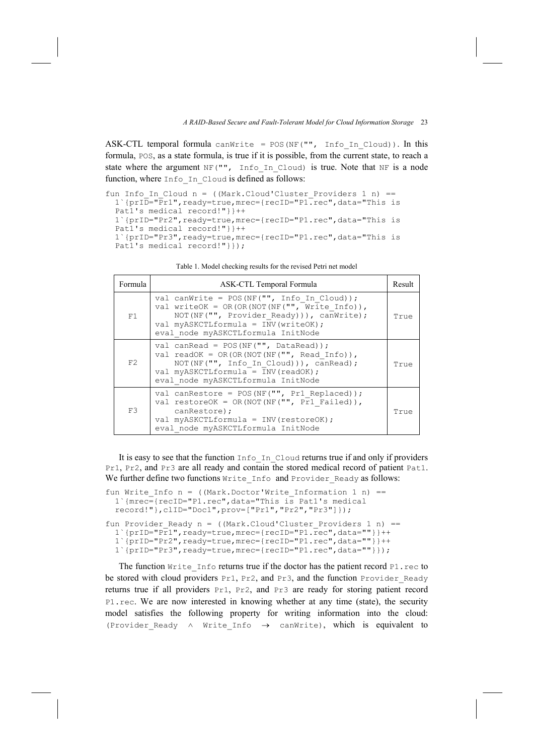ASK-CTL temporal formula `canWrite = POS(NF("", Info_In_Cloud))`. In this formula, `POS`, as a state formula, is true if it is possible, from the current state, to reach a state where the argument `NF("", Info_In_Cloud)` is true. Note that `NF` is a node function, where `Info_In_Cloud` is defined as follows:

```
fun Info_In_Cloud n = ((Mark.Cloud'Cluster_Providers 1 n) ==
  1`{prID="Pr1",ready=true,mrec={recID="P1.rec",data="This is
  Pat1's medical record!"}}++
  1`{prID="Pr2",ready=true,mrec={recID="P1.rec",data="This is
  Pat1's medical record!"}}++
  1`{prID="Pr3",ready=true,mrec={recID="P1.rec",data="This is
  Pat1's medical record!"}});
```

Table 1. Model checking results for the revised Petri net model

| Formula | ASK-CTL Temporal Formula | Result |
|---|---|---|
| F1 | `val canWrite = POS(NF("", Info_In_Cloud));`<br>`val writeOK = OR(OR(NOT(NF("", Write_Info)),`<br>`NOT(NF("", Provider_Ready))), canWrite);`<br>`val myASKCTLformula = INV(writeOK);`<br>`eval_node myASKCTLformula InitNode` | True |
| F2 | `val canRead = POS(NF("", DataRead));`<br>`val readOK = OR(OR(NOT(NF("", Read_Info)),`<br>`NOT(NF("", Info_In_Cloud))), canRead);`<br>`val myASKCTLformula = INV(readOK);`<br>`eval_node myASKCTLformula InitNode` | True |
| F3 | `val canRestore = POS(NF("", Pr1_Replaced));`<br>`val restoreOK = OR(NOT(NF("", Pr1_Failed)),`<br>`canRestore);`<br>`val myASKCTLformula = INV(restoreOK);`<br>`eval_node myASKCTLformula InitNode` | True |

It is easy to see that the function `Info_In_Cloud` returns true if and only if providers `Pr1`, `Pr2`, and `Pr3` are all ready and contain the stored medical record of patient `Pat1`. We further define two functions `Write_Info` and `Provider_Ready` as follows:

```
fun Write_Info n = ((Mark.Doctor'Write_Information 1 n) ==
  1`{mrec={recID="P1.rec",data="This is Pat1's medical
  record!"},clID="Doc1",prov=["Pr1","Pr2","Pr3"]});

fun Provider_Ready n = ((Mark.Cloud'Cluster_Providers 1 n) ==
  1`{prID="Pr1",ready=true,mrec={recID="P1.rec",data=""}}++
  1`{prID="Pr2",ready=true,mrec={recID="P1.rec",data=""}}++
  1`{prID="Pr3",ready=true,mrec={recID="P1.rec",data=""}});
```

The function `Write_Info` returns true if the doctor has the patient record `P1.rec` to be stored with cloud providers `Pr1`, `Pr2`, and `Pr3`, and the function `Provider_Ready` returns true if all providers `Pr1`, `Pr2`, and `Pr3` are ready for storing patient record `P1.rec`. We are now interested in knowing whether at any time (state), the security model satisfies the following property for writing information into the cloud: `(Provider_Ready ∧ Write_Info → canWrite)`, which is equivalent to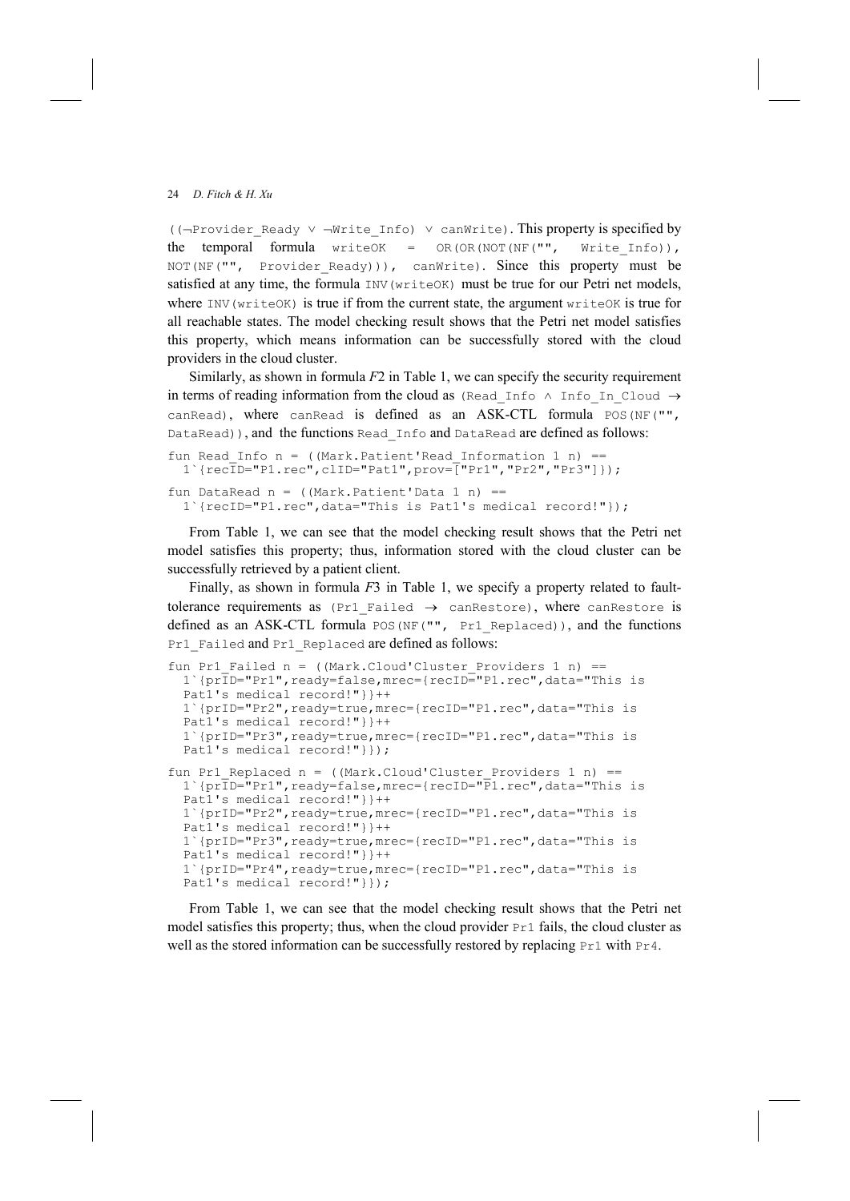((¬Provider_Ready ∨ ¬Write_Info) ∨ canWrite). This property is specified by the temporal formula writeOK = OR(OR(NOT(NF("", Write_Info)), NOT(NF("", Provider_Ready))), canWrite). Since this property must be satisfied at any time, the formula INV(writeOK) must be true for our Petri net models, where INV(writeOK) is true if from the current state, the argument writeOK is true for all reachable states. The model checking result shows that the Petri net model satisfies this property, which means information can be successfully stored with the cloud providers in the cloud cluster.

Similarly, as shown in formula *F*2 in Table 1, we can specify the security requirement in terms of reading information from the cloud as (Read_Info ∧ Info_In_Cloud → canRead), where canRead is defined as an ASK-CTL formula POS(NF("", DataRead)), and the functions Read_Info and DataRead are defined as follows:

```
fun Read_Info n = ((Mark.Patient'Read_Information 1 n) ==
  1`{recID="P1.rec",clID="Pat1",prov=["Pr1","Pr2","Pr3"]});

fun DataRead n = ((Mark.Patient'Data 1 n) ==
  1`{recID="P1.rec",data="This is Pat1's medical record!"});
```

From Table 1, we can see that the model checking result shows that the Petri net model satisfies this property; thus, information stored with the cloud cluster can be successfully retrieved by a patient client.

Finally, as shown in formula *F*3 in Table 1, we specify a property related to fault-tolerance requirements as (Pr1_Failed → canRestore), where canRestore is defined as an ASK-CTL formula POS(NF("", Pr1_Replaced)), and the functions Pr1_Failed and Pr1_Replaced are defined as follows:

```
fun Pr1_Failed n = ((Mark.Cloud'Cluster_Providers 1 n) ==
  1`{prID="Pr1",ready=false,mrec={recID="P1.rec",data="This is
  Pat1's medical record!"}}++
  1`{prID="Pr2",ready=true,mrec={recID="P1.rec",data="This is
  Pat1's medical record!"}}++
  1`{prID="Pr3",ready=true,mrec={recID="P1.rec",data="This is
  Pat1's medical record!"}});

fun Pr1_Replaced n = ((Mark.Cloud'Cluster_Providers 1 n) ==
  1`{prID="Pr1",ready=false,mrec={recID="P1.rec",data="This is
  Pat1's medical record!"}}++
  1`{prID="Pr2",ready=true,mrec={recID="P1.rec",data="This is
  Pat1's medical record!"}}++
  1`{prID="Pr3",ready=true,mrec={recID="P1.rec",data="This is
  Pat1's medical record!"}}++
  1`{prID="Pr4",ready=true,mrec={recID="P1.rec",data="This is
  Pat1's medical record!"}});
```

From Table 1, we can see that the model checking result shows that the Petri net model satisfies this property; thus, when the cloud provider Pr1 fails, the cloud cluster as well as the stored information can be successfully restored by replacing Pr1 with Pr4.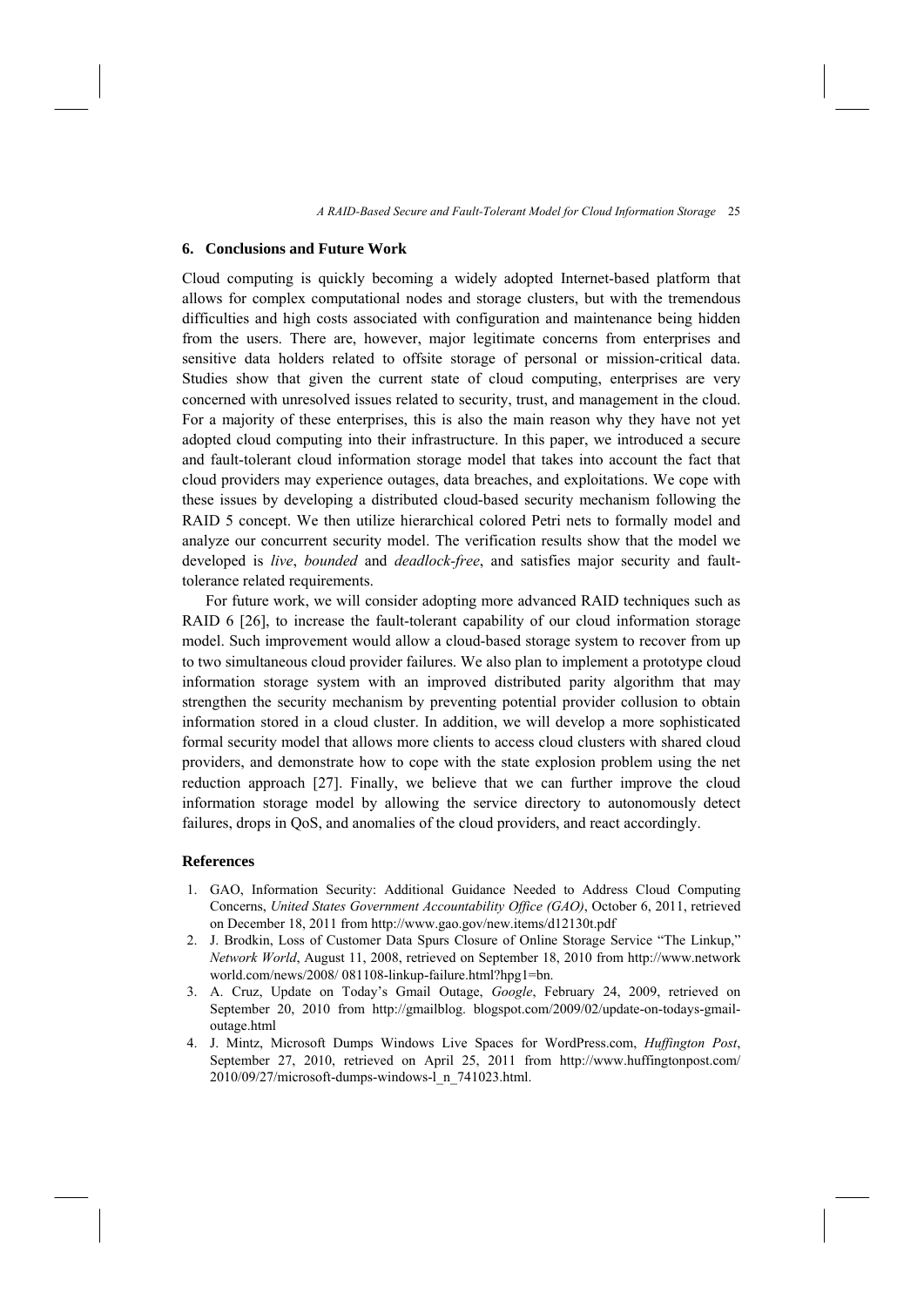## 6. Conclusions and Future Work

Cloud computing is quickly becoming a widely adopted Internet-based platform that allows for complex computational nodes and storage clusters, but with the tremendous difficulties and high costs associated with configuration and maintenance being hidden from the users. There are, however, major legitimate concerns from enterprises and sensitive data holders related to offsite storage of personal or mission-critical data. Studies show that given the current state of cloud computing, enterprises are very concerned with unresolved issues related to security, trust, and management in the cloud. For a majority of these enterprises, this is also the main reason why they have not yet adopted cloud computing into their infrastructure. In this paper, we introduced a secure and fault-tolerant cloud information storage model that takes into account the fact that cloud providers may experience outages, data breaches, and exploitations. We cope with these issues by developing a distributed cloud-based security mechanism following the RAID 5 concept. We then utilize hierarchical colored Petri nets to formally model and analyze our concurrent security model. The verification results show that the model we developed is *live*, *bounded* and *deadlock-free*, and satisfies major security and fault-tolerance related requirements.

For future work, we will consider adopting more advanced RAID techniques such as RAID 6 [26], to increase the fault-tolerant capability of our cloud information storage model. Such improvement would allow a cloud-based storage system to recover from up to two simultaneous cloud provider failures. We also plan to implement a prototype cloud information storage system with an improved distributed parity algorithm that may strengthen the security mechanism by preventing potential provider collusion to obtain information stored in a cloud cluster. In addition, we will develop a more sophisticated formal security model that allows more clients to access cloud clusters with shared cloud providers, and demonstrate how to cope with the state explosion problem using the net reduction approach [27]. Finally, we believe that we can further improve the cloud information storage model by allowing the service directory to autonomously detect failures, drops in QoS, and anomalies of the cloud providers, and react accordingly.

## References

1. GAO, Information Security: Additional Guidance Needed to Address Cloud Computing Concerns, *United States Government Accountability Office (GAO)*, October 6, 2011, retrieved on December 18, 2011 from http://www.gao.gov/new.items/d12130t.pdf
2. J. Brodkin, Loss of Customer Data Spurs Closure of Online Storage Service "The Linkup," *Network World*, August 11, 2008, retrieved on September 18, 2010 from http://www.network world.com/news/2008/ 081108-linkup-failure.html?hpg1=bn.
3. A. Cruz, Update on Today's Gmail Outage, *Google*, February 24, 2009, retrieved on September 20, 2010 from http://gmailblog. blogspot.com/2009/02/update-on-todays-gmail-outage.html
4. J. Mintz, Microsoft Dumps Windows Live Spaces for WordPress.com, *Huffington Post*, September 27, 2010, retrieved on April 25, 2011 from http://www.huffingtonpost.com/ 2010/09/27/microsoft-dumps-windows-l_n_741023.html.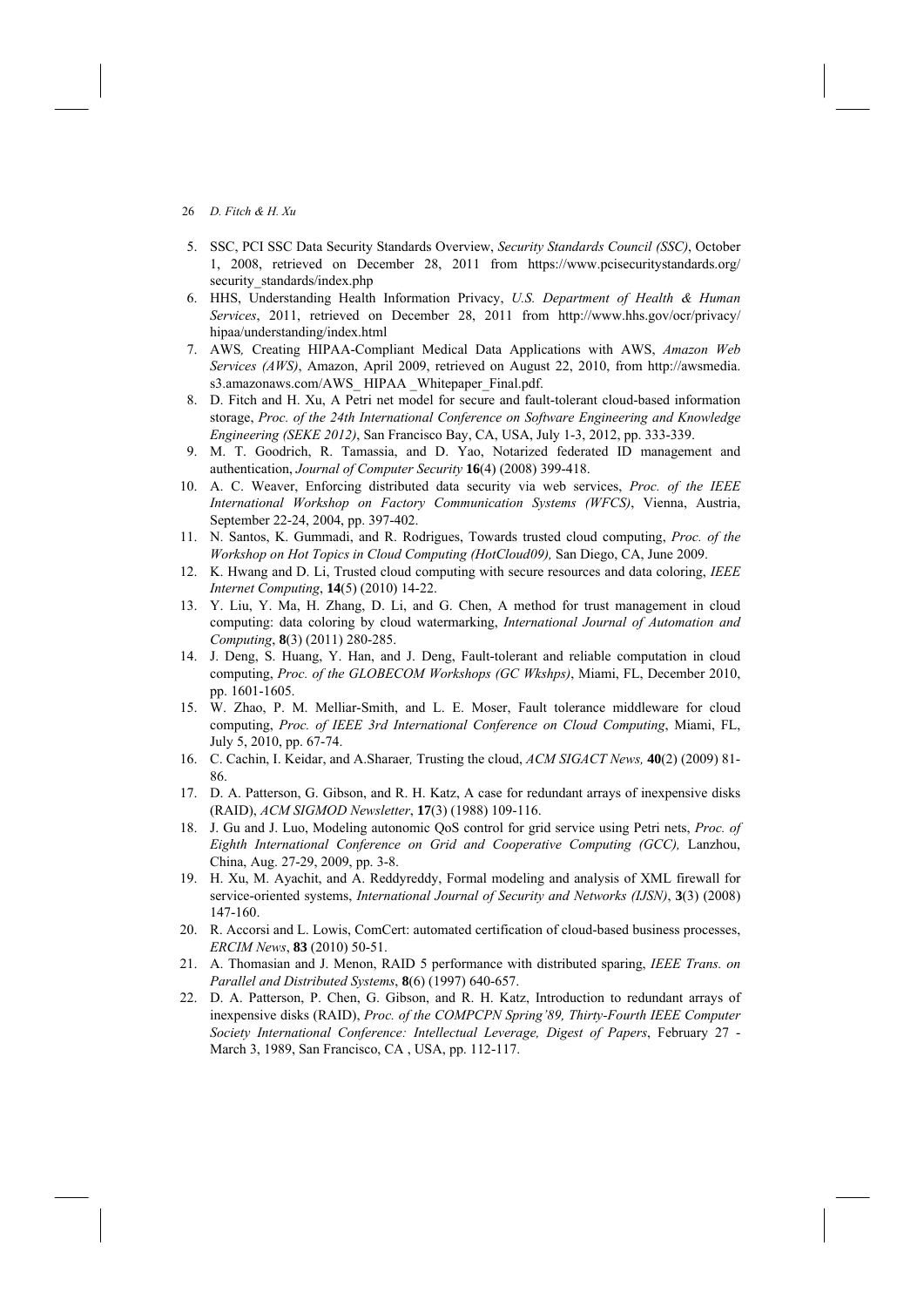5. SSC, PCI SSC Data Security Standards Overview, *Security Standards Council (SSC)*, October 1, 2008, retrieved on December 28, 2011 from https://www.pcisecuritystandards.org/security_standards/index.php
6. HHS, Understanding Health Information Privacy, *U.S. Department of Health & Human Services*, 2011, retrieved on December 28, 2011 from http://www.hhs.gov/ocr/privacy/hipaa/understanding/index.html
7. AWS*,* Creating HIPAA-Compliant Medical Data Applications with AWS, *Amazon Web Services (AWS)*, Amazon, April 2009, retrieved on August 22, 2010, from http://awsmedia.s3.amazonaws.com/AWS_ HIPAA _Whitepaper_Final.pdf.
8. D. Fitch and H. Xu, A Petri net model for secure and fault-tolerant cloud-based information storage, *Proc. of the 24th International Conference on Software Engineering and Knowledge Engineering (SEKE 2012)*, San Francisco Bay, CA, USA, July 1-3, 2012, pp. 333-339.
9. M. T. Goodrich, R. Tamassia, and D. Yao, Notarized federated ID management and authentication, *Journal of Computer Security* **16**(4) (2008) 399-418.
10. A. C. Weaver, Enforcing distributed data security via web services, *Proc. of the IEEE International Workshop on Factory Communication Systems (WFCS)*, Vienna, Austria, September 22-24, 2004, pp. 397-402.
11. N. Santos, K. Gummadi, and R. Rodrigues, Towards trusted cloud computing, *Proc. of the Workshop on Hot Topics in Cloud Computing (HotCloud09),* San Diego, CA, June 2009.
12. K. Hwang and D. Li, Trusted cloud computing with secure resources and data coloring, *IEEE Internet Computing*, **14**(5) (2010) 14-22.
13. Y. Liu, Y. Ma, H. Zhang, D. Li, and G. Chen, A method for trust management in cloud computing: data coloring by cloud watermarking, *International Journal of Automation and Computing*, **8**(3) (2011) 280-285.
14. J. Deng, S. Huang, Y. Han, and J. Deng, Fault-tolerant and reliable computation in cloud computing, *Proc. of the GLOBECOM Workshops (GC Wkshps)*, Miami, FL, December 2010, pp. 1601-1605.
15. W. Zhao, P. M. Melliar-Smith, and L. E. Moser, Fault tolerance middleware for cloud computing, *Proc. of IEEE 3rd International Conference on Cloud Computing*, Miami, FL, July 5, 2010, pp. 67-74.
16. C. Cachin, I. Keidar, and A.Sharaer*,* Trusting the cloud, *ACM SIGACT News,* **40**(2) (2009) 81-86.
17. D. A. Patterson, G. Gibson, and R. H. Katz, A case for redundant arrays of inexpensive disks (RAID), *ACM SIGMOD Newsletter*, **17**(3) (1988) 109-116.
18. J. Gu and J. Luo, Modeling autonomic QoS control for grid service using Petri nets, *Proc. of Eighth International Conference on Grid and Cooperative Computing (GCC),* Lanzhou, China, Aug. 27-29, 2009, pp. 3-8.
19. H. Xu, M. Ayachit, and A. Reddyreddy, Formal modeling and analysis of XML firewall for service-oriented systems, *International Journal of Security and Networks (IJSN)*, **3**(3) (2008) 147-160.
20. R. Accorsi and L. Lowis, ComCert: automated certification of cloud-based business processes, *ERCIM News*, **83** (2010) 50-51.
21. A. Thomasian and J. Menon, RAID 5 performance with distributed sparing, *IEEE Trans. on Parallel and Distributed Systems*, **8**(6) (1997) 640-657.
22. D. A. Patterson, P. Chen, G. Gibson, and R. H. Katz, Introduction to redundant arrays of inexpensive disks (RAID), *Proc. of the COMPCPN Spring'89, Thirty-Fourth IEEE Computer Society International Conference: Intellectual Leverage, Digest of Papers*, February 27 - March 3, 1989, San Francisco, CA , USA, pp. 112-117.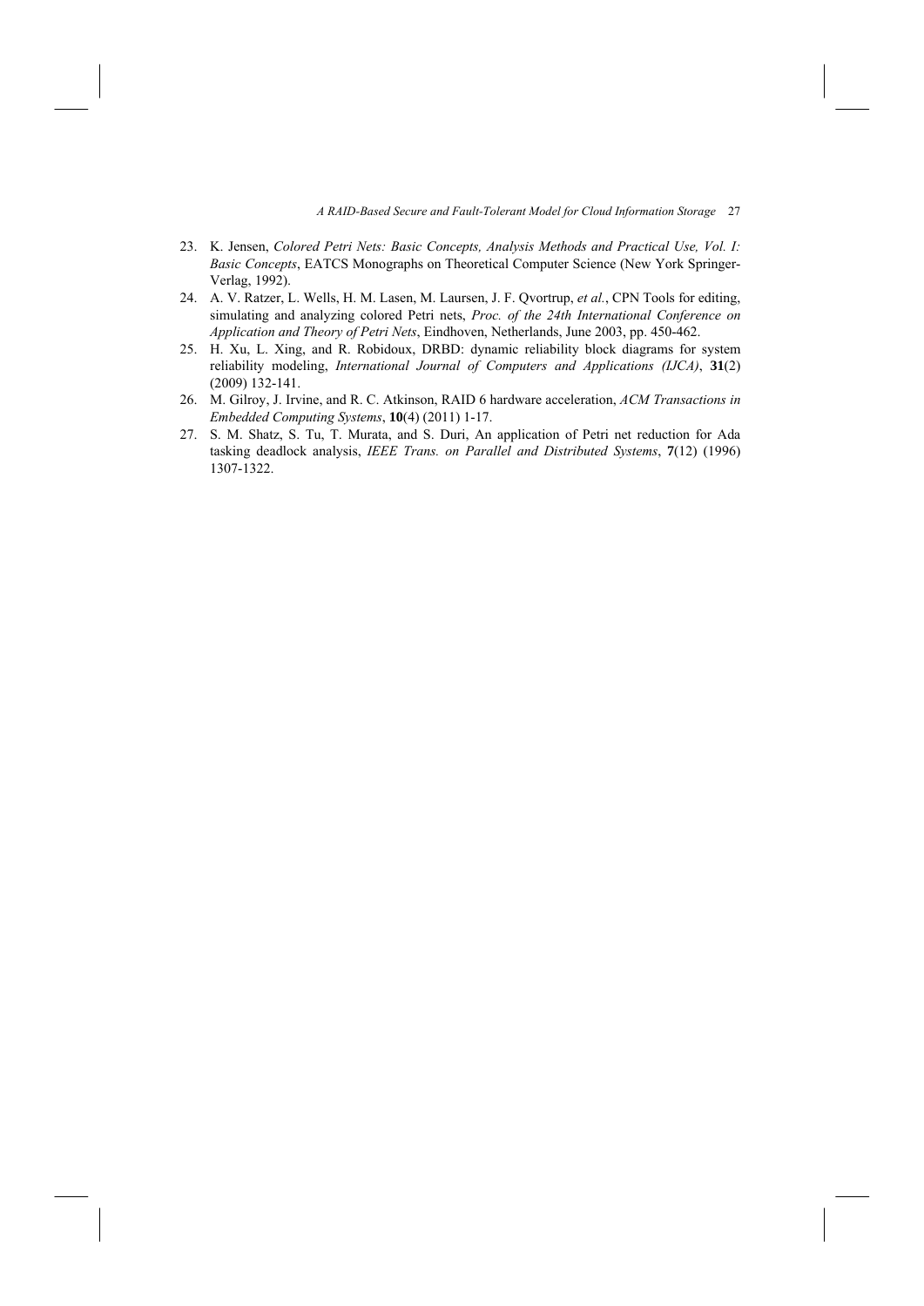23. K. Jensen, *Colored Petri Nets: Basic Concepts, Analysis Methods and Practical Use, Vol. I: Basic Concepts*, EATCS Monographs on Theoretical Computer Science (New York Springer-Verlag, 1992).
24. A. V. Ratzer, L. Wells, H. M. Lasen, M. Laursen, J. F. Qvortrup, *et al.*, CPN Tools for editing, simulating and analyzing colored Petri nets, *Proc. of the 24th International Conference on Application and Theory of Petri Nets*, Eindhoven, Netherlands, June 2003, pp. 450-462.
25. H. Xu, L. Xing, and R. Robidoux, DRBD: dynamic reliability block diagrams for system reliability modeling, *International Journal of Computers and Applications (IJCA)*, **31**(2) (2009) 132-141.
26. M. Gilroy, J. Irvine, and R. C. Atkinson, RAID 6 hardware acceleration, *ACM Transactions in Embedded Computing Systems*, **10**(4) (2011) 1-17.
27. S. M. Shatz, S. Tu, T. Murata, and S. Duri, An application of Petri net reduction for Ada tasking deadlock analysis, *IEEE Trans. on Parallel and Distributed Systems*, **7**(12) (1996) 1307-1322.